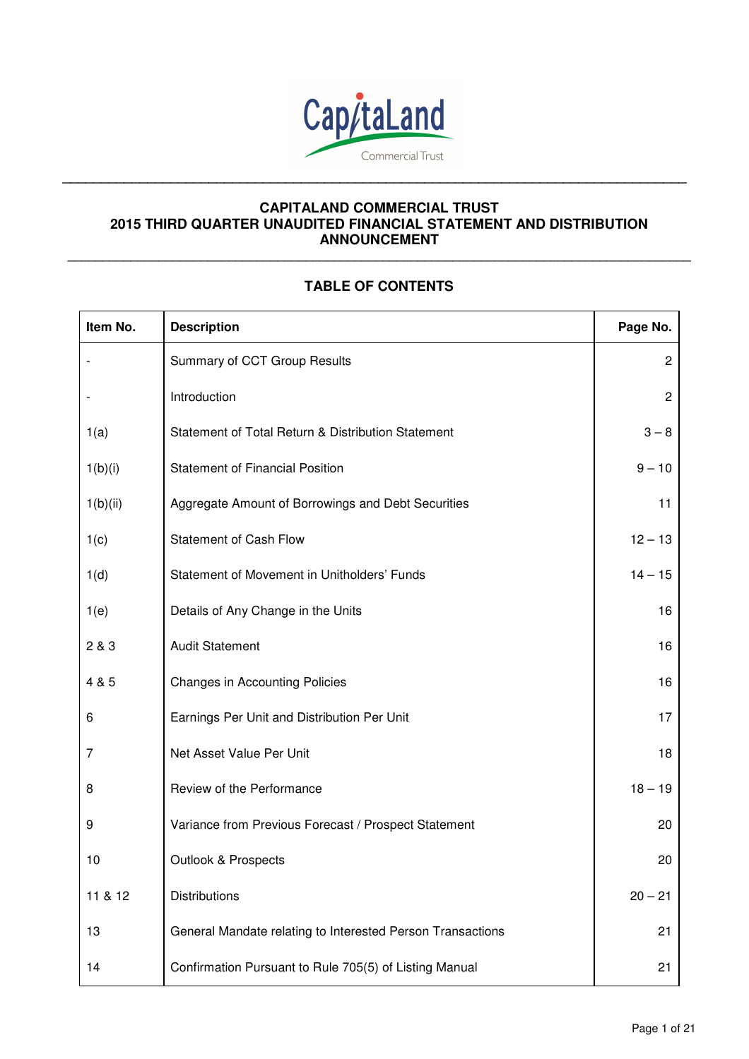# CAPITALAND COMMERCIAL TRUST
## 2015 THIRD QUARTER UNAUDITED FINANCIAL STATEMENT AND DISTRIBUTION ANNOUNCEMENT

### TABLE OF CONTENTS

| Item No. | Description | Page No. |
|---|---|---|
| - | Summary of CCT Group Results | 2 |
| - | Introduction | 2 |
| 1(a) | Statement of Total Return & Distribution Statement | 3 – 8 |
| 1(b)(i) | Statement of Financial Position | 9 – 10 |
| 1(b)(ii) | Aggregate Amount of Borrowings and Debt Securities | 11 |
| 1(c) | Statement of Cash Flow | 12 – 13 |
| 1(d) | Statement of Movement in Unitholders' Funds | 14 – 15 |
| 1(e) | Details of Any Change in the Units | 16 |
| 2 & 3 | Audit Statement | 16 |
| 4 & 5 | Changes in Accounting Policies | 16 |
| 6 | Earnings Per Unit and Distribution Per Unit | 17 |
| 7 | Net Asset Value Per Unit | 18 |
| 8 | Review of the Performance | 18 – 19 |
| 9 | Variance from Previous Forecast / Prospect Statement | 20 |
| 10 | Outlook & Prospects | 20 |
| 11 & 12 | Distributions | 20 – 21 |
| 13 | General Mandate relating to Interested Person Transactions | 21 |
| 14 | Confirmation Pursuant to Rule 705(5) of Listing Manual | 21 |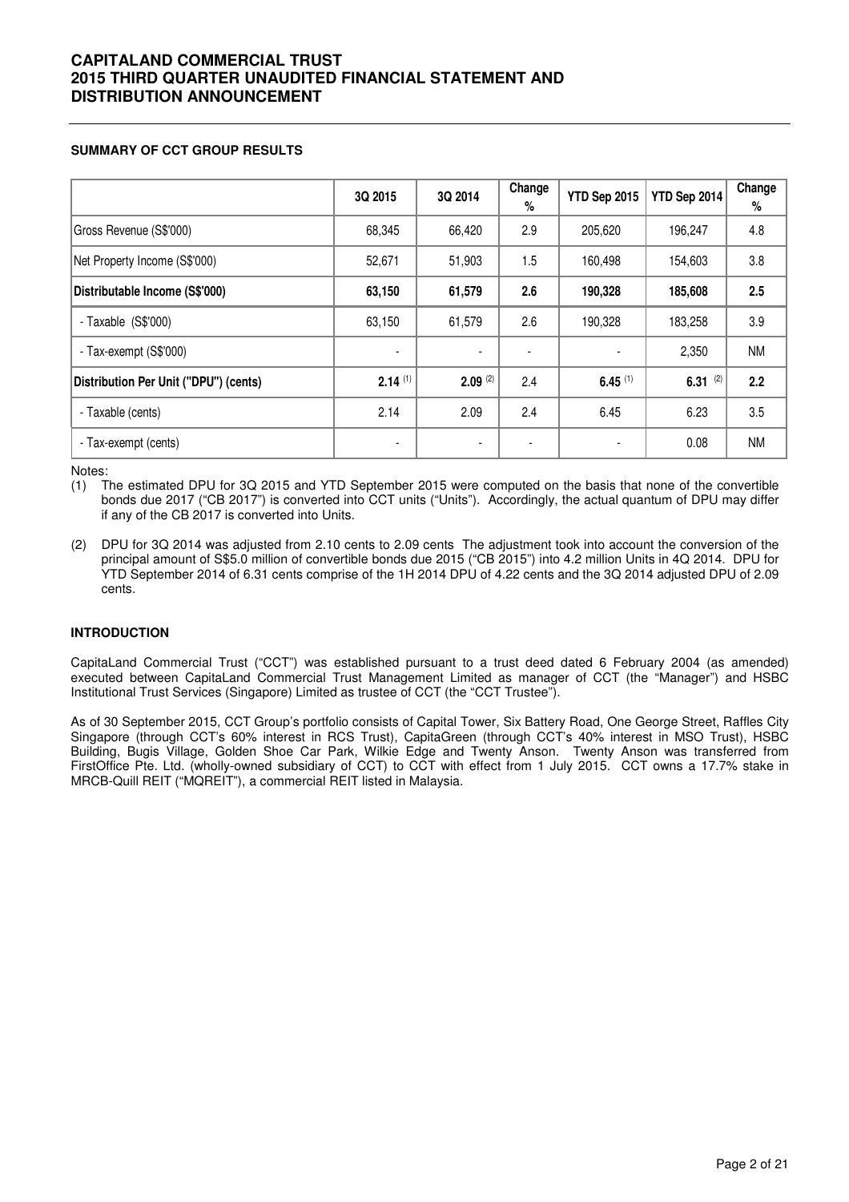# CAPITALAND COMMERCIAL TRUST
# 2015 THIRD QUARTER UNAUDITED FINANCIAL STATEMENT AND DISTRIBUTION ANNOUNCEMENT

## SUMMARY OF CCT GROUP RESULTS

| | 3Q 2015 | 3Q 2014 | Change % | YTD Sep 2015 | YTD Sep 2014 | Change % |
|---|---|---|---|---|---|---|
| Gross Revenue (S$'000) | 68,345 | 66,420 | 2.9 | 205,620 | 196,247 | 4.8 |
| Net Property Income (S$'000) | 52,671 | 51,903 | 1.5 | 160,498 | 154,603 | 3.8 |
| **Distributable Income (S$'000)** | **63,150** | **61,579** | **2.6** | **190,328** | **185,608** | **2.5** |
| - Taxable (S$'000) | 63,150 | 61,579 | 2.6 | 190,328 | 183,258 | 3.9 |
| - Tax-exempt (S$'000) | - | - | - | - | 2,350 | NM |
| **Distribution Per Unit ("DPU") (cents)** | **2.14** (1) | **2.09** (2) | 2.4 | **6.45** (1) | **6.31** (2) | **2.2** |
| - Taxable (cents) | 2.14 | 2.09 | 2.4 | 6.45 | 6.23 | 3.5 |
| - Tax-exempt (cents) | - | - | - | - | 0.08 | NM |

Notes:

(1) The estimated DPU for 3Q 2015 and YTD September 2015 were computed on the basis that none of the convertible bonds due 2017 ("CB 2017") is converted into CCT units ("Units"). Accordingly, the actual quantum of DPU may differ if any of the CB 2017 is converted into Units.

(2) DPU for 3Q 2014 was adjusted from 2.10 cents to 2.09 cents The adjustment took into account the conversion of the principal amount of S$5.0 million of convertible bonds due 2015 ("CB 2015") into 4.2 million Units in 4Q 2014. DPU for YTD September 2014 of 6.31 cents comprise of the 1H 2014 DPU of 4.22 cents and the 3Q 2014 adjusted DPU of 2.09 cents.

## INTRODUCTION

CapitaLand Commercial Trust ("CCT") was established pursuant to a trust deed dated 6 February 2004 (as amended) executed between CapitaLand Commercial Trust Management Limited as manager of CCT (the "Manager") and HSBC Institutional Trust Services (Singapore) Limited as trustee of CCT (the "CCT Trustee").

As of 30 September 2015, CCT Group's portfolio consists of Capital Tower, Six Battery Road, One George Street, Raffles City Singapore (through CCT's 60% interest in RCS Trust), CapitaGreen (through CCT's 40% interest in MSO Trust), HSBC Building, Bugis Village, Golden Shoe Car Park, Wilkie Edge and Twenty Anson. Twenty Anson was transferred from FirstOffice Pte. Ltd. (wholly-owned subsidiary of CCT) to CCT with effect from 1 July 2015. CCT owns a 17.7% stake in MRCB-Quill REIT ("MQREIT"), a commercial REIT listed in Malaysia.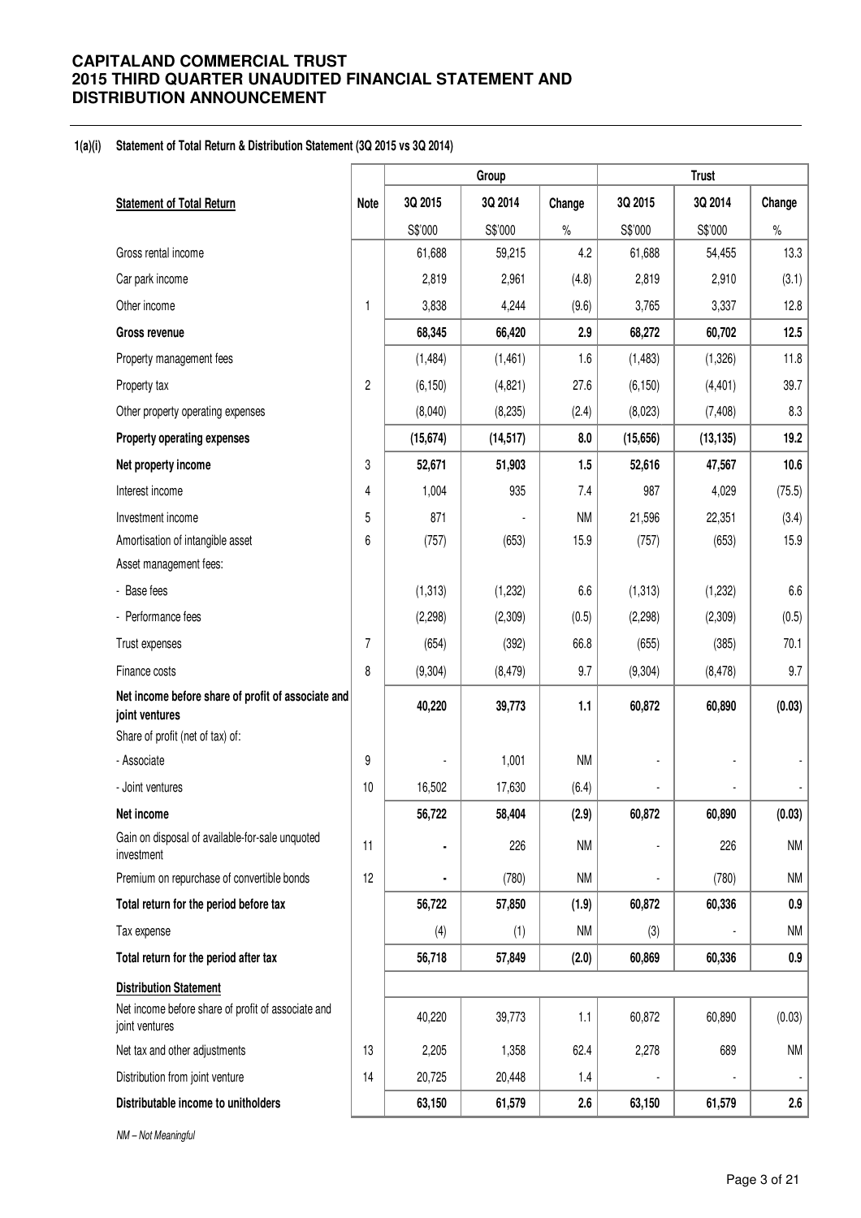#### 1(a)(i) Statement of Total Return & Distribution Statement (3Q 2015 vs 3Q 2014)

| | | Group | | | Trust | | |
|---|---|---|---|---|---|---|---|
| **Statement of Total Return** | **Note** | **3Q 2015** | **3Q 2014** | **Change** | **3Q 2015** | **3Q 2014** | **Change** |
| | | S$'000 | S$'000 | % | S$'000 | S$'000 | % |
| Gross rental income | | 61,688 | 59,215 | 4.2 | 61,688 | 54,455 | 13.3 |
| Car park income | | 2,819 | 2,961 | (4.8) | 2,819 | 2,910 | (3.1) |
| Other income | 1 | 3,838 | 4,244 | (9.6) | 3,765 | 3,337 | 12.8 |
| **Gross revenue** | | **68,345** | **66,420** | **2.9** | **68,272** | **60,702** | **12.5** |
| Property management fees | | (1,484) | (1,461) | 1.6 | (1,483) | (1,326) | 11.8 |
| Property tax | 2 | (6,150) | (4,821) | 27.6 | (6,150) | (4,401) | 39.7 |
| Other property operating expenses | | (8,040) | (8,235) | (2.4) | (8,023) | (7,408) | 8.3 |
| **Property operating expenses** | | **(15,674)** | **(14,517)** | **8.0** | **(15,656)** | **(13,135)** | **19.2** |
| **Net property income** | 3 | **52,671** | **51,903** | **1.5** | **52,616** | **47,567** | **10.6** |
| Interest income | 4 | 1,004 | 935 | 7.4 | 987 | 4,029 | (75.5) |
| Investment income | 5 | 871 | - | NM | 21,596 | 22,351 | (3.4) |
| Amortisation of intangible asset | 6 | (757) | (653) | 15.9 | (757) | (653) | 15.9 |
| Asset management fees: | | | | | | | |
| - Base fees | | (1,313) | (1,232) | 6.6 | (1,313) | (1,232) | 6.6 |
| - Performance fees | | (2,298) | (2,309) | (0.5) | (2,298) | (2,309) | (0.5) |
| Trust expenses | 7 | (654) | (392) | 66.8 | (655) | (385) | 70.1 |
| Finance costs | 8 | (9,304) | (8,479) | 9.7 | (9,304) | (8,478) | 9.7 |
| **Net income before share of profit of associate and joint ventures** | | **40,220** | **39,773** | **1.1** | **60,872** | **60,890** | **(0.03)** |
| Share of profit (net of tax) of: | | | | | | | |
| - Associate | 9 | - | 1,001 | NM | - | - | - |
| - Joint ventures | 10 | 16,502 | 17,630 | (6.4) | - | - | - |
| **Net income** | | **56,722** | **58,404** | **(2.9)** | **60,872** | **60,890** | **(0.03)** |
| Gain on disposal of available-for-sale unquoted investment | 11 | - | 226 | NM | - | 226 | NM |
| Premium on repurchase of convertible bonds | 12 | - | (780) | NM | - | (780) | NM |
| **Total return for the period before tax** | | **56,722** | **57,850** | **(1.9)** | **60,872** | **60,336** | **0.9** |
| Tax expense | | (4) | (1) | NM | (3) | - | NM |
| **Total return for the period after tax** | | **56,718** | **57,849** | **(2.0)** | **60,869** | **60,336** | **0.9** |
| **Distribution Statement** | | | | | | | |
| Net income before share of profit of associate and joint ventures | | 40,220 | 39,773 | 1.1 | 60,872 | 60,890 | (0.03) |
| Net tax and other adjustments | 13 | 2,205 | 1,358 | 62.4 | 2,278 | 689 | NM |
| Distribution from joint venture | 14 | 20,725 | 20,448 | 1.4 | - | - | - |
| **Distributable income to unitholders** | | **63,150** | **61,579** | **2.6** | **63,150** | **61,579** | **2.6** |

*NM – Not Meaningful*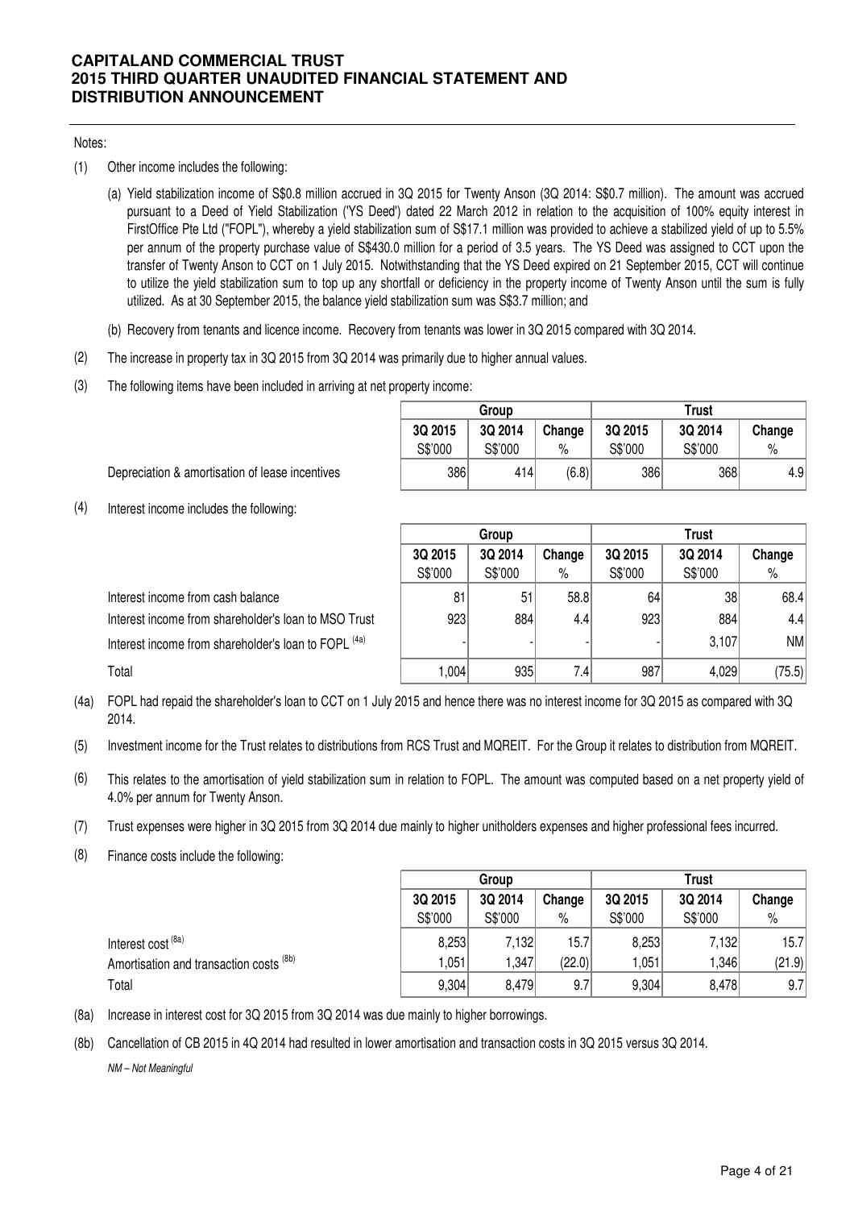Notes:

(1) Other income includes the following:

(a) Yield stabilization income of S$0.8 million accrued in 3Q 2015 for Twenty Anson (3Q 2014: S$0.7 million). The amount was accrued pursuant to a Deed of Yield Stabilization ('YS Deed') dated 22 March 2012 in relation to the acquisition of 100% equity interest in FirstOffice Pte Ltd ("FOPL"), whereby a yield stabilization sum of S$17.1 million was provided to achieve a stabilized yield of up to 5.5% per annum of the property purchase value of S$430.0 million for a period of 3.5 years. The YS Deed was assigned to CCT upon the transfer of Twenty Anson to CCT on 1 July 2015. Notwithstanding that the YS Deed expired on 21 September 2015, CCT will continue to utilize the yield stabilization sum to top up any shortfall or deficiency in the property income of Twenty Anson until the sum is fully utilized. As at 30 September 2015, the balance yield stabilization sum was S$3.7 million; and

(b) Recovery from tenants and licence income. Recovery from tenants was lower in 3Q 2015 compared with 3Q 2014.

(2) The increase in property tax in 3Q 2015 from 3Q 2014 was primarily due to higher annual values.

(3) The following items have been included in arriving at net property income:

| | Group | | | Trust | | |
|---|---|---|---|---|---|---|
| | 3Q 2015 | 3Q 2014 | Change | 3Q 2015 | 3Q 2014 | Change |
| | S$'000 | S$'000 | % | S$'000 | S$'000 | % |
| Depreciation & amortisation of lease incentives | 386 | 414 | (6.8) | 386 | 368 | 4.9 |

(4) Interest income includes the following:

| | Group | | | Trust | | |
|---|---|---|---|---|---|---|
| | 3Q 2015 | 3Q 2014 | Change | 3Q 2015 | 3Q 2014 | Change |
| | S$'000 | S$'000 | % | S$'000 | S$'000 | % |
| Interest income from cash balance | 81 | 51 | 58.8 | 64 | 38 | 68.4 |
| Interest income from shareholder's loan to MSO Trust | 923 | 884 | 4.4 | 923 | 884 | 4.4 |
| Interest income from shareholder's loan to FOPL (4a) | - | - | - | - | 3,107 | NM |
| Total | 1,004 | 935 | 7.4 | 987 | 4,029 | (75.5) |

(4a) FOPL had repaid the shareholder's loan to CCT on 1 July 2015 and hence there was no interest income for 3Q 2015 as compared with 3Q 2014.

(5) Investment income for the Trust relates to distributions from RCS Trust and MQREIT. For the Group it relates to distribution from MQREIT.

(6) This relates to the amortisation of yield stabilization sum in relation to FOPL. The amount was computed based on a net property yield of 4.0% per annum for Twenty Anson.

(7) Trust expenses were higher in 3Q 2015 from 3Q 2014 due mainly to higher unitholders expenses and higher professional fees incurred.

(8) Finance costs include the following:

| | Group | | | Trust | | |
|---|---|---|---|---|---|---|
| | 3Q 2015 | 3Q 2014 | Change | 3Q 2015 | 3Q 2014 | Change |
| | S$'000 | S$'000 | % | S$'000 | S$'000 | % |
| Interest cost (8a) | 8,253 | 7,132 | 15.7 | 8,253 | 7,132 | 15.7 |
| Amortisation and transaction costs (8b) | 1,051 | 1,347 | (22.0) | 1,051 | 1,346 | (21.9) |
| Total | 9,304 | 8,479 | 9.7 | 9,304 | 8,478 | 9.7 |

(8a) Increase in interest cost for 3Q 2015 from 3Q 2014 was due mainly to higher borrowings.

(8b) Cancellation of CB 2015 in 4Q 2014 had resulted in lower amortisation and transaction costs in 3Q 2015 versus 3Q 2014.

*NM – Not Meaningful*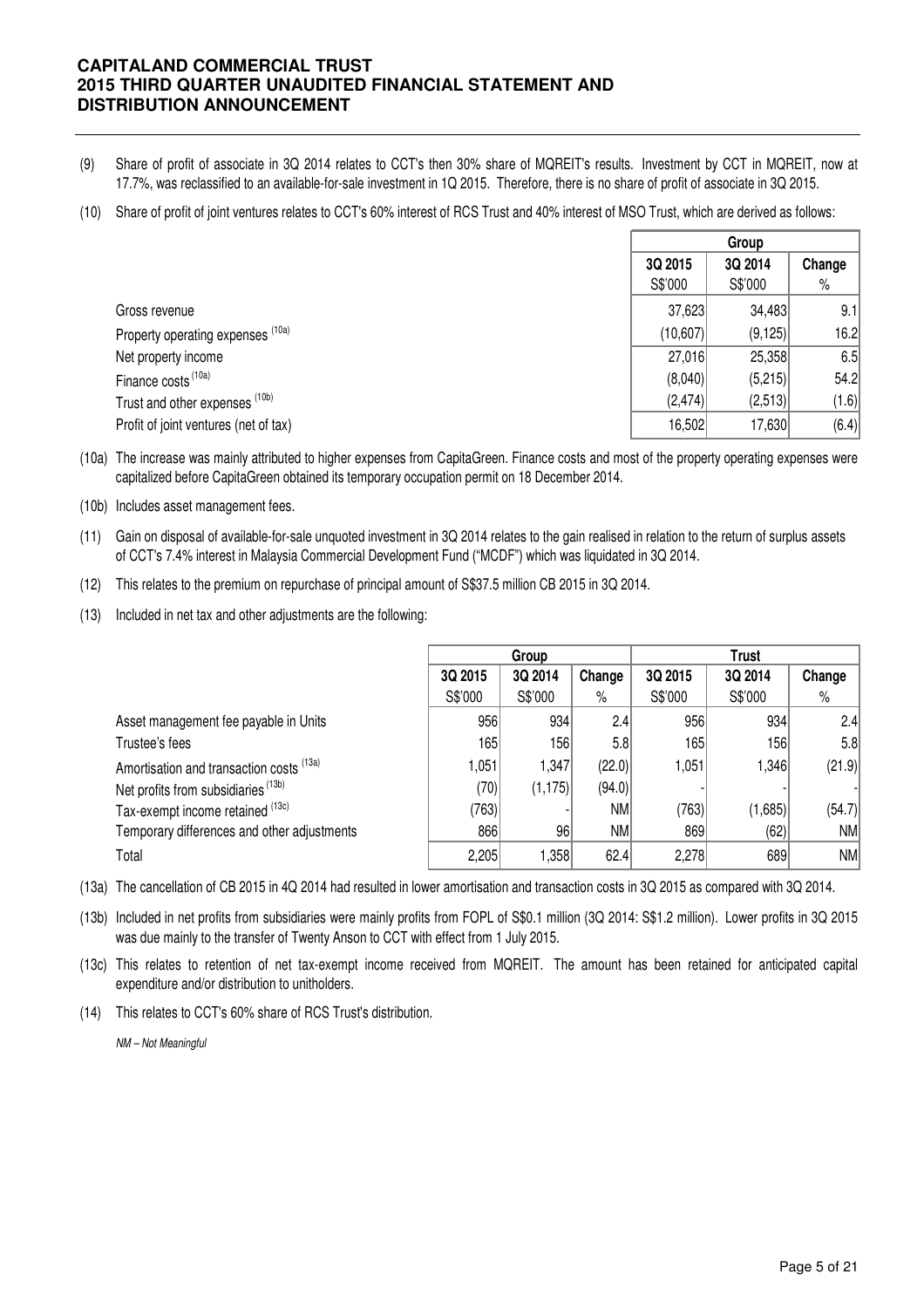(9) Share of profit of associate in 3Q 2014 relates to CCT's then 30% share of MQREIT's results. Investment by CCT in MQREIT, now at 17.7%, was reclassified to an available-for-sale investment in 1Q 2015. Therefore, there is no share of profit of associate in 3Q 2015.

(10) Share of profit of joint ventures relates to CCT's 60% interest of RCS Trust and 40% interest of MSO Trust, which are derived as follows:

| | Group | | |
|---|---|---|---|
| | 3Q 2015 | 3Q 2014 | Change |
| | S$'000 | S$'000 | % |
| Gross revenue | 37,623 | 34,483 | 9.1 |
| Property operating expenses [(10a)] | (10,607) | (9,125) | 16.2 |
| Net property income | 27,016 | 25,358 | 6.5 |
| Finance costs [(10a)] | (8,040) | (5,215) | 54.2 |
| Trust and other expenses [(10b)] | (2,474) | (2,513) | (1.6) |
| Profit of joint ventures (net of tax) | 16,502 | 17,630 | (6.4) |

(10a) The increase was mainly attributed to higher expenses from CapitaGreen. Finance costs and most of the property operating expenses were capitalized before CapitaGreen obtained its temporary occupation permit on 18 December 2014.

(10b) Includes asset management fees.

(11) Gain on disposal of available-for-sale unquoted investment in 3Q 2014 relates to the gain realised in relation to the return of surplus assets of CCT's 7.4% interest in Malaysia Commercial Development Fund ("MCDF") which was liquidated in 3Q 2014.

(12) This relates to the premium on repurchase of principal amount of S$37.5 million CB 2015 in 3Q 2014.

(13) Included in net tax and other adjustments are the following:

| | Group | | | Trust | | |
|---|---|---|---|---|---|---|
| | 3Q 2015 | 3Q 2014 | Change | 3Q 2015 | 3Q 2014 | Change |
| | S$'000 | S$'000 | % | S$'000 | S$'000 | % |
| Asset management fee payable in Units | 956 | 934 | 2.4 | 956 | 934 | 2.4 |
| Trustee's fees | 165 | 156 | 5.8 | 165 | 156 | 5.8 |
| Amortisation and transaction costs [(13a)] | 1,051 | 1,347 | (22.0) | 1,051 | 1,346 | (21.9) |
| Net profits from subsidiaries [(13b)] | (70) | (1,175) | (94.0) | - | - | - |
| Tax-exempt income retained [(13c)] | (763) | - | NM | (763) | (1,685) | (54.7) |
| Temporary differences and other adjustments | 866 | 96 | NM | 869 | (62) | NM |
| Total | 2,205 | 1,358 | 62.4 | 2,278 | 689 | NM |

(13a) The cancellation of CB 2015 in 4Q 2014 had resulted in lower amortisation and transaction costs in 3Q 2015 as compared with 3Q 2014.

(13b) Included in net profits from subsidiaries were mainly profits from FOPL of S$0.1 million (3Q 2014: S$1.2 million). Lower profits in 3Q 2015 was due mainly to the transfer of Twenty Anson to CCT with effect from 1 July 2015.

(13c) This relates to retention of net tax-exempt income received from MQREIT. The amount has been retained for anticipated capital expenditure and/or distribution to unitholders.

(14) This relates to CCT's 60% share of RCS Trust's distribution.

*NM – Not Meaningful*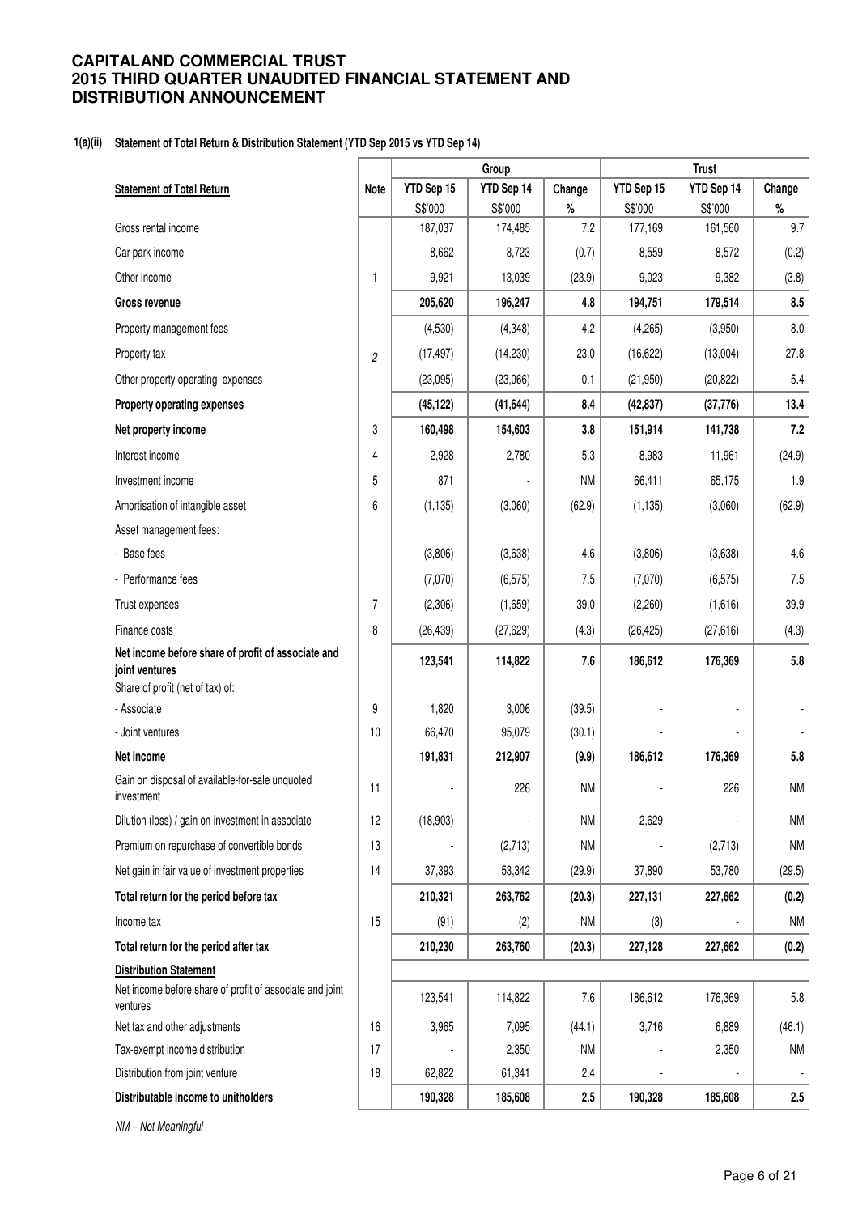# CAPITALAND COMMERCIAL TRUST
# 2015 THIRD QUARTER UNAUDITED FINANCIAL STATEMENT AND DISTRIBUTION ANNOUNCEMENT

## 1(a)(ii) Statement of Total Return & Distribution Statement (YTD Sep 2015 vs YTD Sep 14)

| | | Group | | | Trust | | |
|---|---|---|---|---|---|---|---|
| **Statement of Total Return** | **Note** | **YTD Sep 15** | **YTD Sep 14** | **Change** | **YTD Sep 15** | **YTD Sep 14** | **Change** |
| | | S$'000 | S$'000 | % | S$'000 | S$'000 | % |
| Gross rental income | | 187,037 | 174,485 | 7.2 | 177,169 | 161,560 | 9.7 |
| Car park income | | 8,662 | 8,723 | (0.7) | 8,559 | 8,572 | (0.2) |
| Other income | 1 | 9,921 | 13,039 | (23.9) | 9,023 | 9,382 | (3.8) |
| **Gross revenue** | | **205,620** | **196,247** | **4.8** | **194,751** | **179,514** | **8.5** |
| Property management fees | | (4,530) | (4,348) | 4.2 | (4,265) | (3,950) | 8.0 |
| Property tax | 2 | (17,497) | (14,230) | 23.0 | (16,622) | (13,004) | 27.8 |
| Other property operating expenses | | (23,095) | (23,066) | 0.1 | (21,950) | (20,822) | 5.4 |
| **Property operating expenses** | | **(45,122)** | **(41,644)** | **8.4** | **(42,837)** | **(37,776)** | **13.4** |
| **Net property income** | 3 | **160,498** | **154,603** | **3.8** | **151,914** | **141,738** | **7.2** |
| Interest income | 4 | 2,928 | 2,780 | 5.3 | 8,983 | 11,961 | (24.9) |
| Investment income | 5 | 871 | - | NM | 66,411 | 65,175 | 1.9 |
| Amortisation of intangible asset | 6 | (1,135) | (3,060) | (62.9) | (1,135) | (3,060) | (62.9) |
| Asset management fees: | | | | | | | |
| - Base fees | | (3,806) | (3,638) | 4.6 | (3,806) | (3,638) | 4.6 |
| - Performance fees | | (7,070) | (6,575) | 7.5 | (7,070) | (6,575) | 7.5 |
| Trust expenses | 7 | (2,306) | (1,659) | 39.0 | (2,260) | (1,616) | 39.9 |
| Finance costs | 8 | (26,439) | (27,629) | (4.3) | (26,425) | (27,616) | (4.3) |
| **Net income before share of profit of associate and joint ventures** | | **123,541** | **114,822** | **7.6** | **186,612** | **176,369** | **5.8** |
| Share of profit (net of tax) of: | | | | | | | |
| - Associate | 9 | 1,820 | 3,006 | (39.5) | - | - | - |
| - Joint ventures | 10 | 66,470 | 95,079 | (30.1) | - | - | - |
| **Net income** | | **191,831** | **212,907** | **(9.9)** | **186,612** | **176,369** | **5.8** |
| Gain on disposal of available-for-sale unquoted investment | 11 | - | 226 | NM | - | 226 | NM |
| Dilution (loss) / gain on investment in associate | 12 | (18,903) | - | NM | 2,629 | - | NM |
| Premium on repurchase of convertible bonds | 13 | - | (2,713) | NM | - | (2,713) | NM |
| Net gain in fair value of investment properties | 14 | 37,393 | 53,342 | (29.9) | 37,890 | 53,780 | (29.5) |
| **Total return for the period before tax** | | **210,321** | **263,762** | **(20.3)** | **227,131** | **227,662** | **(0.2)** |
| Income tax | 15 | (91) | (2) | NM | (3) | - | NM |
| **Total return for the period after tax** | | **210,230** | **263,760** | **(20.3)** | **227,128** | **227,662** | **(0.2)** |
| **Distribution Statement** | | | | | | | |
| Net income before share of profit of associate and joint ventures | | 123,541 | 114,822 | 7.6 | 186,612 | 176,369 | 5.8 |
| Net tax and other adjustments | 16 | 3,965 | 7,095 | (44.1) | 3,716 | 6,889 | (46.1) |
| Tax-exempt income distribution | 17 | - | 2,350 | NM | - | 2,350 | NM |
| Distribution from joint venture | 18 | 62,822 | 61,341 | 2.4 | - | - | - |
| **Distributable income to unitholders** | | **190,328** | **185,608** | **2.5** | **190,328** | **185,608** | **2.5** |

*NM – Not Meaningful*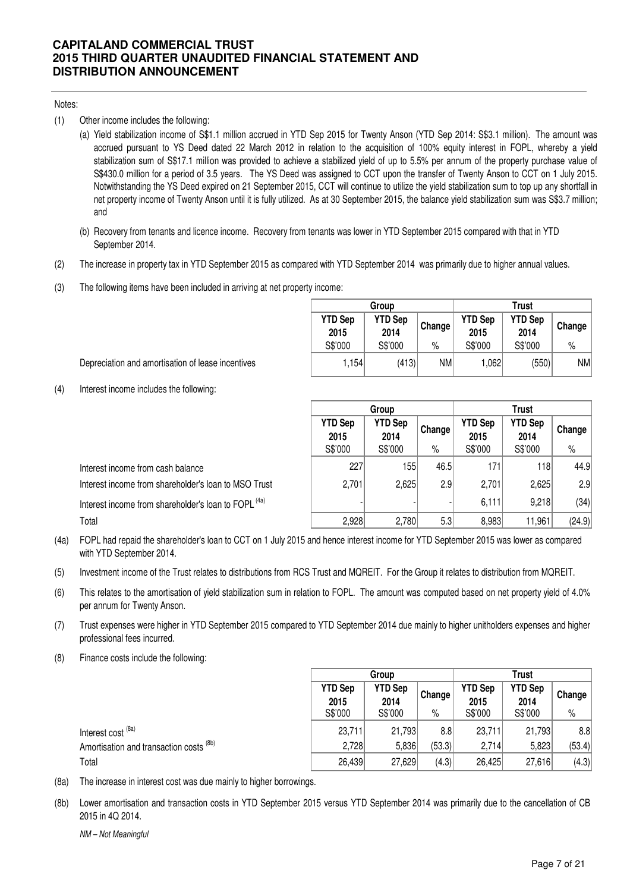Notes:

(1) Other income includes the following:

(a) Yield stabilization income of S$1.1 million accrued in YTD Sep 2015 for Twenty Anson (YTD Sep 2014: S$3.1 million). The amount was accrued pursuant to YS Deed dated 22 March 2012 in relation to the acquisition of 100% equity interest in FOPL, whereby a yield stabilization sum of S$17.1 million was provided to achieve a stabilized yield of up to 5.5% per annum of the property purchase value of S$430.0 million for a period of 3.5 years. The YS Deed was assigned to CCT upon the transfer of Twenty Anson to CCT on 1 July 2015. Notwithstanding the YS Deed expired on 21 September 2015, CCT will continue to utilize the yield stabilization sum to top up any shortfall in net property income of Twenty Anson until it is fully utilized. As at 30 September 2015, the balance yield stabilization sum was S$3.7 million; and

(b) Recovery from tenants and licence income. Recovery from tenants was lower in YTD September 2015 compared with that in YTD September 2014.

(2) The increase in property tax in YTD September 2015 as compared with YTD September 2014 was primarily due to higher annual values.

(3) The following items have been included in arriving at net property income:

| | Group | | | Trust | | |
|---|---|---|---|---|---|---|
| | YTD Sep 2015 | YTD Sep 2014 | Change | YTD Sep 2015 | YTD Sep 2014 | Change |
| | S$'000 | S$'000 | % | S$'000 | S$'000 | % |
| Depreciation and amortisation of lease incentives | 1,154 | (413) | NM | 1,062 | (550) | NM |

(4) Interest income includes the following:

| | Group | | | Trust | | |
|---|---|---|---|---|---|---|
| | YTD Sep 2015 | YTD Sep 2014 | Change | YTD Sep 2015 | YTD Sep 2014 | Change |
| | S$'000 | S$'000 | % | S$'000 | S$'000 | % |
| Interest income from cash balance | 227 | 155 | 46.5 | 171 | 118 | 44.9 |
| Interest income from shareholder's loan to MSO Trust | 2,701 | 2,625 | 2.9 | 2,701 | 2,625 | 2.9 |
| Interest income from shareholder's loan to FOPL (4a) | - | - | - | 6,111 | 9,218 | (34) |
| Total | 2,928 | 2,780 | 5.3 | 8,983 | 11,961 | (24.9) |

(4a) FOPL had repaid the shareholder's loan to CCT on 1 July 2015 and hence interest income for YTD September 2015 was lower as compared with YTD September 2014.

(5) Investment income of the Trust relates to distributions from RCS Trust and MQREIT. For the Group it relates to distribution from MQREIT.

(6) This relates to the amortisation of yield stabilization sum in relation to FOPL. The amount was computed based on net property yield of 4.0% per annum for Twenty Anson.

(7) Trust expenses were higher in YTD September 2015 compared to YTD September 2014 due mainly to higher unitholders expenses and higher professional fees incurred.

(8) Finance costs include the following:

| | Group | | | Trust | | |
|---|---|---|---|---|---|---|
| | YTD Sep 2015 | YTD Sep 2014 | Change | YTD Sep 2015 | YTD Sep 2014 | Change |
| | S$'000 | S$'000 | % | S$'000 | S$'000 | % |
| Interest cost (8a) | 23,711 | 21,793 | 8.8 | 23,711 | 21,793 | 8.8 |
| Amortisation and transaction costs (8b) | 2,728 | 5,836 | (53.3) | 2,714 | 5,823 | (53.4) |
| Total | 26,439 | 27,629 | (4.3) | 26,425 | 27,616 | (4.3) |

(8a) The increase in interest cost was due mainly to higher borrowings.

(8b) Lower amortisation and transaction costs in YTD September 2015 versus YTD September 2014 was primarily due to the cancellation of CB 2015 in 4Q 2014.

*NM – Not Meaningful*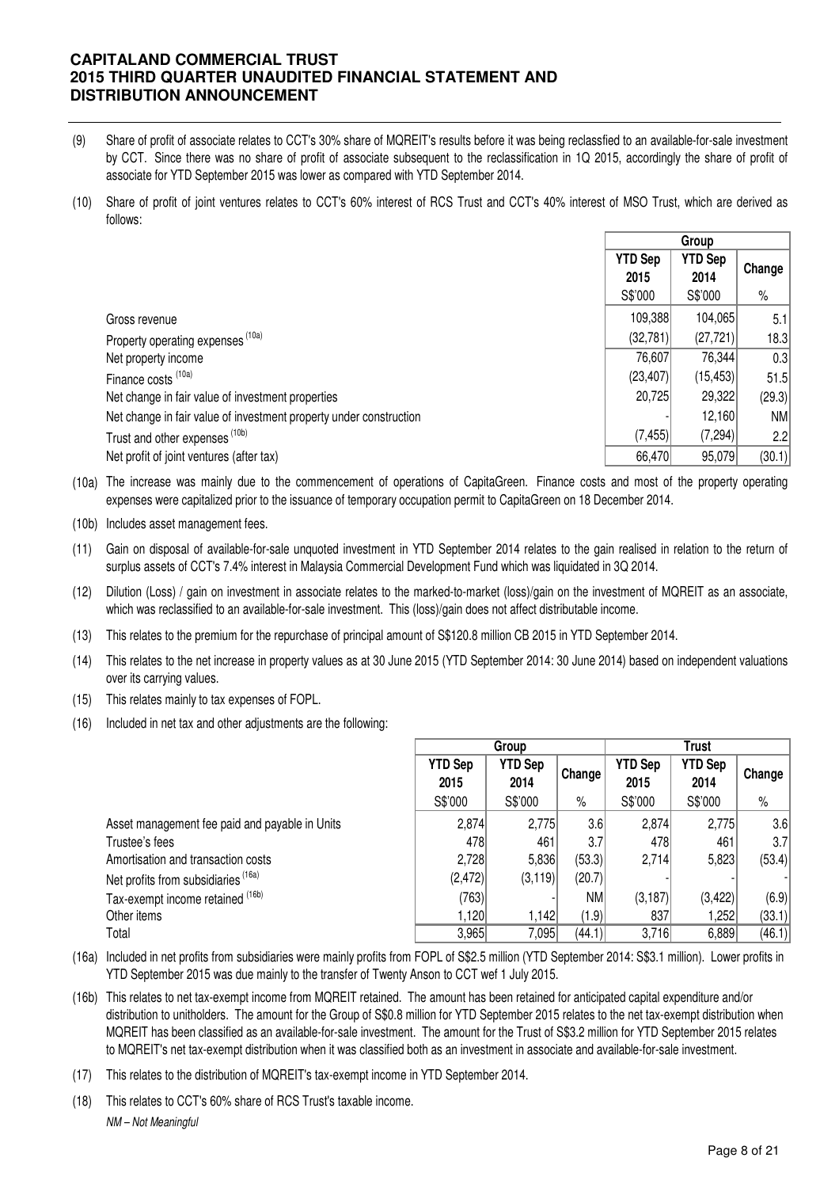(9) Share of profit of associate relates to CCT's 30% share of MQREIT's results before it was being reclassfied to an available-for-sale investment by CCT. Since there was no share of profit of associate subsequent to the reclassification in 1Q 2015, accordingly the share of profit of associate for YTD September 2015 was lower as compared with YTD September 2014.

(10) Share of profit of joint ventures relates to CCT's 60% interest of RCS Trust and CCT's 40% interest of MSO Trust, which are derived as follows:

| | Group | | |
|---|---|---|---|
| | YTD Sep 2015 | YTD Sep 2014 | Change |
| | S$'000 | S$'000 | % |
| Gross revenue | 109,388 | 104,065 | 5.1 |
| Property operating expenses [10a] | (32,781) | (27,721) | 18.3 |
| Net property income | 76,607 | 76,344 | 0.3 |
| Finance costs [10a] | (23,407) | (15,453) | 51.5 |
| Net change in fair value of investment properties | 20,725 | 29,322 | (29.3) |
| Net change in fair value of investment property under construction | - | 12,160 | NM |
| Trust and other expenses [10b] | (7,455) | (7,294) | 2.2 |
| Net profit of joint ventures (after tax) | 66,470 | 95,079 | (30.1) |

(10a) The increase was mainly due to the commencement of operations of CapitaGreen. Finance costs and most of the property operating expenses were capitalized prior to the issuance of temporary occupation permit to CapitaGreen on 18 December 2014.

(10b) Includes asset management fees.

(11) Gain on disposal of available-for-sale unquoted investment in YTD September 2014 relates to the gain realised in relation to the return of surplus assets of CCT's 7.4% interest in Malaysia Commercial Development Fund which was liquidated in 3Q 2014.

(12) Dilution (Loss) / gain on investment in associate relates to the marked-to-market (loss)/gain on the investment of MQREIT as an associate, which was reclassified to an available-for-sale investment. This (loss)/gain does not affect distributable income.

(13) This relates to the premium for the repurchase of principal amount of S$120.8 million CB 2015 in YTD September 2014.

(14) This relates to the net increase in property values as at 30 June 2015 (YTD September 2014: 30 June 2014) based on independent valuations over its carrying values.

(15) This relates mainly to tax expenses of FOPL.

(16) Included in net tax and other adjustments are the following:

| | Group | | | Trust | | |
|---|---|---|---|---|---|---|
| | YTD Sep 2015 | YTD Sep 2014 | Change | YTD Sep 2015 | YTD Sep 2014 | Change |
| | S$'000 | S$'000 | % | S$'000 | S$'000 | % |
| Asset management fee paid and payable in Units | 2,874 | 2,775 | 3.6 | 2,874 | 2,775 | 3.6 |
| Trustee's fees | 478 | 461 | 3.7 | 478 | 461 | 3.7 |
| Amortisation and transaction costs | 2,728 | 5,836 | (53.3) | 2,714 | 5,823 | (53.4) |
| Net profits from subsidiaries [16a] | (2,472) | (3,119) | (20.7) | - | - | - |
| Tax-exempt income retained [16b] | (763) | - | NM | (3,187) | (3,422) | (6.9) |
| Other items | 1,120 | 1,142 | (1.9) | 837 | 1,252 | (33.1) |
| Total | 3,965 | 7,095 | (44.1) | 3,716 | 6,889 | (46.1) |

(16a) Included in net profits from subsidiaries were mainly profits from FOPL of S$2.5 million (YTD September 2014: S$3.1 million). Lower profits in YTD September 2015 was due mainly to the transfer of Twenty Anson to CCT wef 1 July 2015.

(16b) This relates to net tax-exempt income from MQREIT retained. The amount has been retained for anticipated capital expenditure and/or distribution to unitholders. The amount for the Group of S$0.8 million for YTD September 2015 relates to the net tax-exempt distribution when MQREIT has been classified as an available-for-sale investment. The amount for the Trust of S$3.2 million for YTD September 2015 relates to MQREIT's net tax-exempt distribution when it was classified both as an investment in associate and available-for-sale investment.

(17) This relates to the distribution of MQREIT's tax-exempt income in YTD September 2014.

(18) This relates to CCT's 60% share of RCS Trust's taxable income.

*NM – Not Meaningful*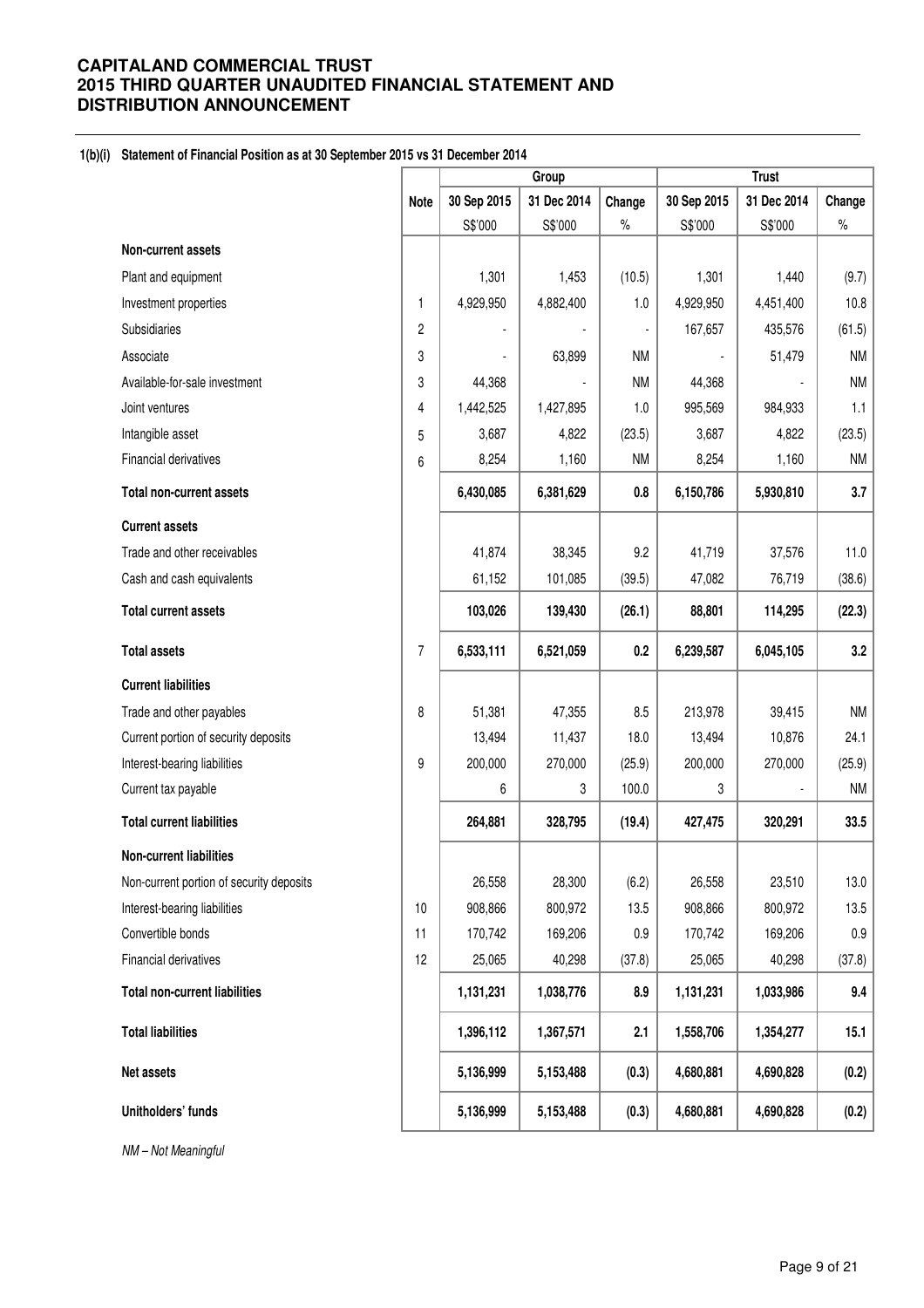**CAPITALAND COMMERCIAL TRUST**
**2015 THIRD QUARTER UNAUDITED FINANCIAL STATEMENT AND DISTRIBUTION ANNOUNCEMENT**

**1(b)(i) Statement of Financial Position as at 30 September 2015 vs 31 December 2014**

| | Note | Group | | | Trust | | |
|---|---|---|---|---|---|---|---|
| | | 30 Sep 2015 | 31 Dec 2014 | Change | 30 Sep 2015 | 31 Dec 2014 | Change |
| | | S$'000 | S$'000 | % | S$'000 | S$'000 | % |
| **Non-current assets** | | | | | | | |
| Plant and equipment | | 1,301 | 1,453 | (10.5) | 1,301 | 1,440 | (9.7) |
| Investment properties | 1 | 4,929,950 | 4,882,400 | 1.0 | 4,929,950 | 4,451,400 | 10.8 |
| Subsidiaries | 2 | - | - | - | 167,657 | 435,576 | (61.5) |
| Associate | 3 | - | 63,899 | NM | - | 51,479 | NM |
| Available-for-sale investment | 3 | 44,368 | - | NM | 44,368 | - | NM |
| Joint ventures | 4 | 1,442,525 | 1,427,895 | 1.0 | 995,569 | 984,933 | 1.1 |
| Intangible asset | 5 | 3,687 | 4,822 | (23.5) | 3,687 | 4,822 | (23.5) |
| Financial derivatives | 6 | 8,254 | 1,160 | NM | 8,254 | 1,160 | NM |
| **Total non-current assets** | | **6,430,085** | **6,381,629** | **0.8** | **6,150,786** | **5,930,810** | **3.7** |
| **Current assets** | | | | | | | |
| Trade and other receivables | | 41,874 | 38,345 | 9.2 | 41,719 | 37,576 | 11.0 |
| Cash and cash equivalents | | 61,152 | 101,085 | (39.5) | 47,082 | 76,719 | (38.6) |
| **Total current assets** | | **103,026** | **139,430** | **(26.1)** | **88,801** | **114,295** | **(22.3)** |
| **Total assets** | 7 | **6,533,111** | **6,521,059** | **0.2** | **6,239,587** | **6,045,105** | **3.2** |
| **Current liabilities** | | | | | | | |
| Trade and other payables | 8 | 51,381 | 47,355 | 8.5 | 213,978 | 39,415 | NM |
| Current portion of security deposits | | 13,494 | 11,437 | 18.0 | 13,494 | 10,876 | 24.1 |
| Interest-bearing liabilities | 9 | 200,000 | 270,000 | (25.9) | 200,000 | 270,000 | (25.9) |
| Current tax payable | | 6 | 3 | 100.0 | 3 | - | NM |
| **Total current liabilities** | | **264,881** | **328,795** | **(19.4)** | **427,475** | **320,291** | **33.5** |
| **Non-current liabilities** | | | | | | | |
| Non-current portion of security deposits | | 26,558 | 28,300 | (6.2) | 26,558 | 23,510 | 13.0 |
| Interest-bearing liabilities | 10 | 908,866 | 800,972 | 13.5 | 908,866 | 800,972 | 13.5 |
| Convertible bonds | 11 | 170,742 | 169,206 | 0.9 | 170,742 | 169,206 | 0.9 |
| Financial derivatives | 12 | 25,065 | 40,298 | (37.8) | 25,065 | 40,298 | (37.8) |
| **Total non-current liabilities** | | **1,131,231** | **1,038,776** | **8.9** | **1,131,231** | **1,033,986** | **9.4** |
| **Total liabilities** | | **1,396,112** | **1,367,571** | **2.1** | **1,558,706** | **1,354,277** | **15.1** |
| **Net assets** | | **5,136,999** | **5,153,488** | **(0.3)** | **4,680,881** | **4,690,828** | **(0.2)** |
| **Unitholders' funds** | | **5,136,999** | **5,153,488** | **(0.3)** | **4,680,881** | **4,690,828** | **(0.2)** |

*NM – Not Meaningful*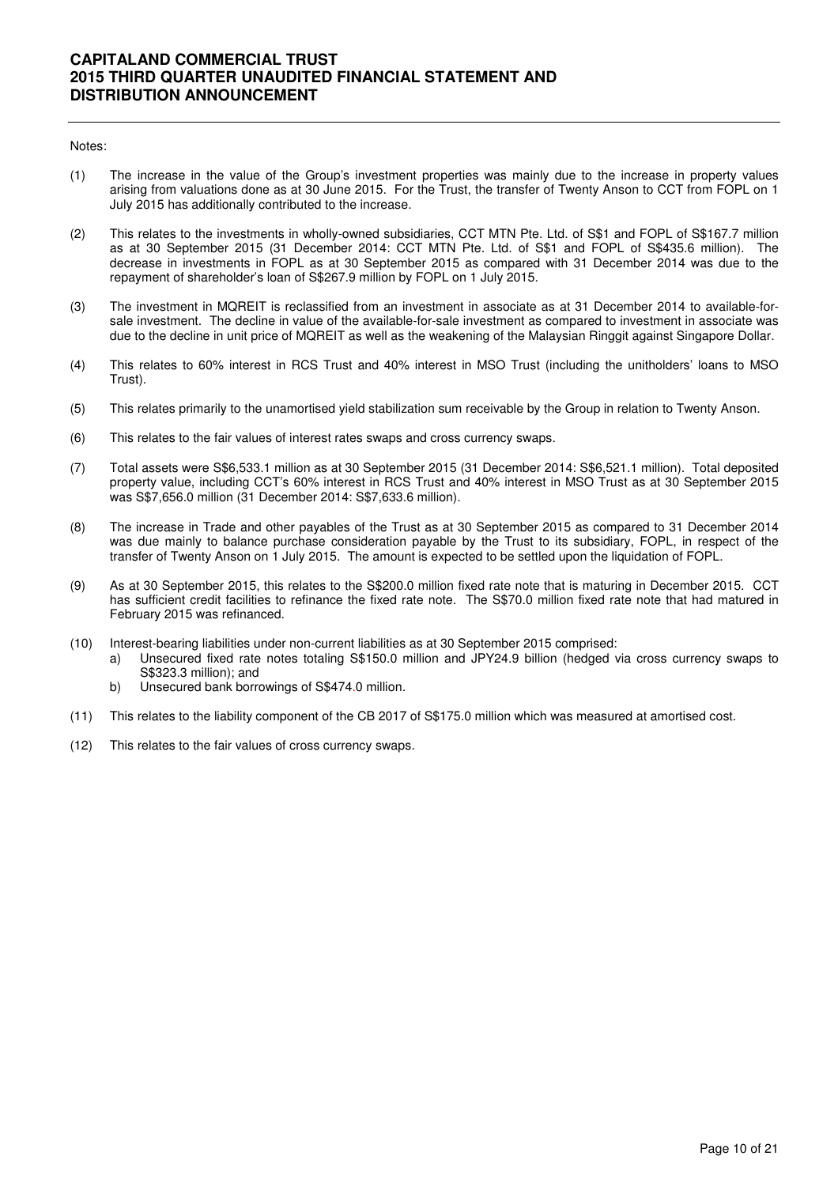Notes:

(1) The increase in the value of the Group's investment properties was mainly due to the increase in property values arising from valuations done as at 30 June 2015. For the Trust, the transfer of Twenty Anson to CCT from FOPL on 1 July 2015 has additionally contributed to the increase.

(2) This relates to the investments in wholly-owned subsidiaries, CCT MTN Pte. Ltd. of S$1 and FOPL of S$167.7 million as at 30 September 2015 (31 December 2014: CCT MTN Pte. Ltd. of S$1 and FOPL of S$435.6 million). The decrease in investments in FOPL as at 30 September 2015 as compared with 31 December 2014 was due to the repayment of shareholder's loan of S$267.9 million by FOPL on 1 July 2015.

(3) The investment in MQREIT is reclassified from an investment in associate as at 31 December 2014 to available-for-sale investment. The decline in value of the available-for-sale investment as compared to investment in associate was due to the decline in unit price of MQREIT as well as the weakening of the Malaysian Ringgit against Singapore Dollar.

(4) This relates to 60% interest in RCS Trust and 40% interest in MSO Trust (including the unitholders' loans to MSO Trust).

(5) This relates primarily to the unamortised yield stabilization sum receivable by the Group in relation to Twenty Anson.

(6) This relates to the fair values of interest rates swaps and cross currency swaps.

(7) Total assets were S$6,533.1 million as at 30 September 2015 (31 December 2014: S$6,521.1 million). Total deposited property value, including CCT's 60% interest in RCS Trust and 40% interest in MSO Trust as at 30 September 2015 was S$7,656.0 million (31 December 2014: S$7,633.6 million).

(8) The increase in Trade and other payables of the Trust as at 30 September 2015 as compared to 31 December 2014 was due mainly to balance purchase consideration payable by the Trust to its subsidiary, FOPL, in respect of the transfer of Twenty Anson on 1 July 2015. The amount is expected to be settled upon the liquidation of FOPL.

(9) As at 30 September 2015, this relates to the S$200.0 million fixed rate note that is maturing in December 2015. CCT has sufficient credit facilities to refinance the fixed rate note. The S$70.0 million fixed rate note that had matured in February 2015 was refinanced.

(10) Interest-bearing liabilities under non-current liabilities as at 30 September 2015 comprised:
   a) Unsecured fixed rate notes totaling S$150.0 million and JPY24.9 billion (hedged via cross currency swaps to S$323.3 million); and
   b) Unsecured bank borrowings of S$474.0 million.

(11) This relates to the liability component of the CB 2017 of S$175.0 million which was measured at amortised cost.

(12) This relates to the fair values of cross currency swaps.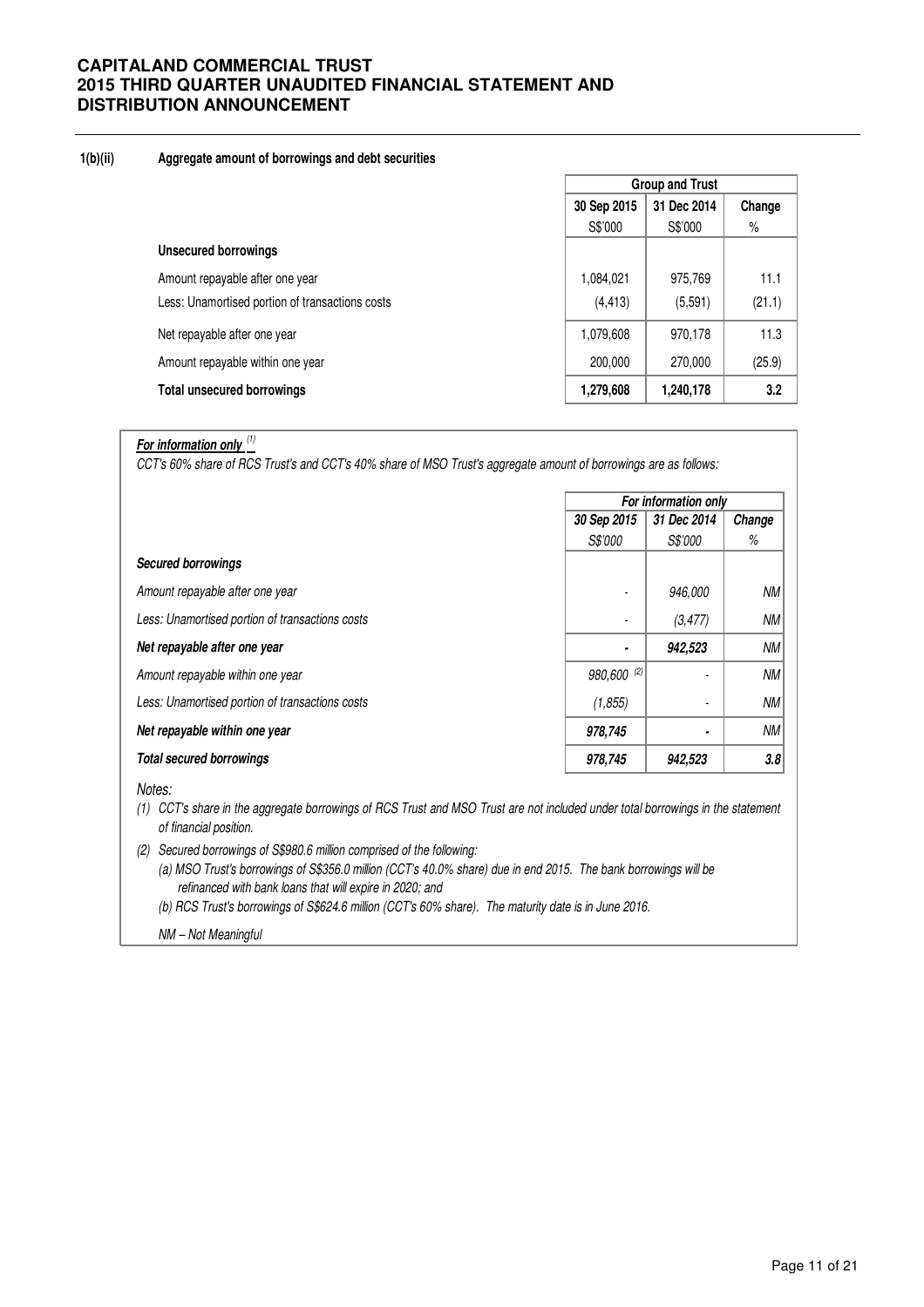**1(b)(ii) Aggregate amount of borrowings and debt securities**

| | Group and Trust | | |
|---|---|---|---|
| | 30 Sep 2015 | 31 Dec 2014 | Change |
| | S$'000 | S$'000 | % |
| **Unsecured borrowings** | | | |
| Amount repayable after one year | 1,084,021 | 975,769 | 11.1 |
| Less: Unamortised portion of transactions costs | (4,413) | (5,591) | (21.1) |
| Net repayable after one year | 1,079,608 | 970,178 | 11.3 |
| Amount repayable within one year | 200,000 | 270,000 | (25.9) |
| **Total unsecured borrowings** | **1,279,608** | **1,240,178** | **3.2** |

***For information only*** *[(1)]*

*CCT's 60% share of RCS Trust's and CCT's 40% share of MSO Trust's aggregate amount of borrowings are as follows:*

| | *For information only* | | |
|---|---|---|---|
| | *30 Sep 2015* | *31 Dec 2014* | *Change* |
| | *S$'000* | *S$'000* | *%* |
| ***Secured borrowings*** | | | |
| *Amount repayable after one year* | - | *946,000* | *NM* |
| *Less: Unamortised portion of transactions costs* | - | *(3,477)* | *NM* |
| ***Net repayable after one year*** | - | ***942,523*** | *NM* |
| *Amount repayable within one year* | *980,600* [(2)] | - | *NM* |
| *Less: Unamortised portion of transactions costs* | *(1,855)* | - | *NM* |
| ***Net repayable within one year*** | ***978,745*** | - | *NM* |
| ***Total secured borrowings*** | ***978,745*** | ***942,523*** | ***3.8*** |

*Notes:*

*(1) CCT's share in the aggregate borrowings of RCS Trust and MSO Trust are not included under total borrowings in the statement of financial position.*

*(2) Secured borrowings of S$980.6 million comprised of the following:*

*(a) MSO Trust's borrowings of S$356.0 million (CCT's 40.0% share) due in end 2015. The bank borrowings will be refinanced with bank loans that will expire in 2020; and*

*(b) RCS Trust's borrowings of S$624.6 million (CCT's 60% share). The maturity date is in June 2016.*

*NM – Not Meaningful*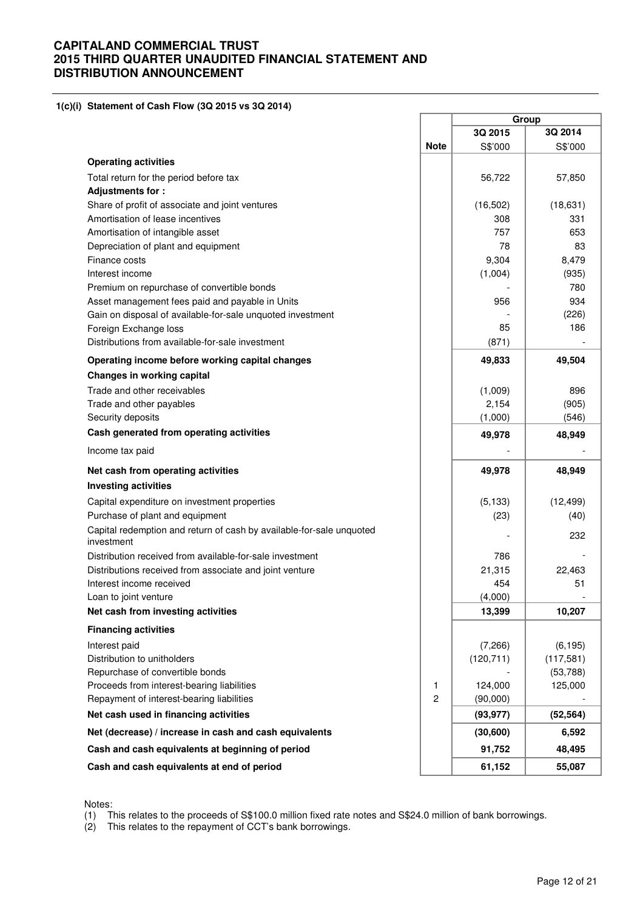# CAPITALAND COMMERCIAL TRUST
# 2015 THIRD QUARTER UNAUDITED FINANCIAL STATEMENT AND DISTRIBUTION ANNOUNCEMENT

**1(c)(i) Statement of Cash Flow (3Q 2015 vs 3Q 2014)**

| | | Group | |
|---|---|---|---|
| | | 3Q 2015 | 3Q 2014 |
| | Note | S$'000 | S$'000 |
| **Operating activities** | | | |
| Total return for the period before tax | | 56,722 | 57,850 |
| **Adjustments for :** | | | |
| Share of profit of associate and joint ventures | | (16,502) | (18,631) |
| Amortisation of lease incentives | | 308 | 331 |
| Amortisation of intangible asset | | 757 | 653 |
| Depreciation of plant and equipment | | 78 | 83 |
| Finance costs | | 9,304 | 8,479 |
| Interest income | | (1,004) | (935) |
| Premium on repurchase of convertible bonds | | - | 780 |
| Asset management fees paid and payable in Units | | 956 | 934 |
| Gain on disposal of available-for-sale unquoted investment | | - | (226) |
| Foreign Exchange loss | | 85 | 186 |
| Distributions from available-for-sale investment | | (871) | - |
| **Operating income before working capital changes** | | **49,833** | **49,504** |
| **Changes in working capital** | | | |
| Trade and other receivables | | (1,009) | 896 |
| Trade and other payables | | 2,154 | (905) |
| Security deposits | | (1,000) | (546) |
| **Cash generated from operating activities** | | **49,978** | **48,949** |
| Income tax paid | | - | - |
| **Net cash from operating activities** | | **49,978** | **48,949** |
| **Investing activities** | | | |
| Capital expenditure on investment properties | | (5,133) | (12,499) |
| Purchase of plant and equipment | | (23) | (40) |
| Capital redemption and return of cash by available-for-sale unquoted investment | | - | 232 |
| Distribution received from available-for-sale investment | | 786 | - |
| Distributions received from associate and joint venture | | 21,315 | 22,463 |
| Interest income received | | 454 | 51 |
| Loan to joint venture | | (4,000) | - |
| **Net cash from investing activities** | | **13,399** | **10,207** |
| **Financing activities** | | | |
| Interest paid | | (7,266) | (6,195) |
| Distribution to unitholders | | (120,711) | (117,581) |
| Repurchase of convertible bonds | | - | (53,788) |
| Proceeds from interest-bearing liabilities | 1 | 124,000 | 125,000 |
| Repayment of interest-bearing liabilities | 2 | (90,000) | - |
| **Net cash used in financing activities** | | **(93,977)** | **(52,564)** |
| **Net (decrease) / increase in cash and cash equivalents** | | **(30,600)** | **6,592** |
| **Cash and cash equivalents at beginning of period** | | **91,752** | **48,495** |
| **Cash and cash equivalents at end of period** | | **61,152** | **55,087** |

Notes:

(1) This relates to the proceeds of S$100.0 million fixed rate notes and S$24.0 million of bank borrowings.

(2) This relates to the repayment of CCT's bank borrowings.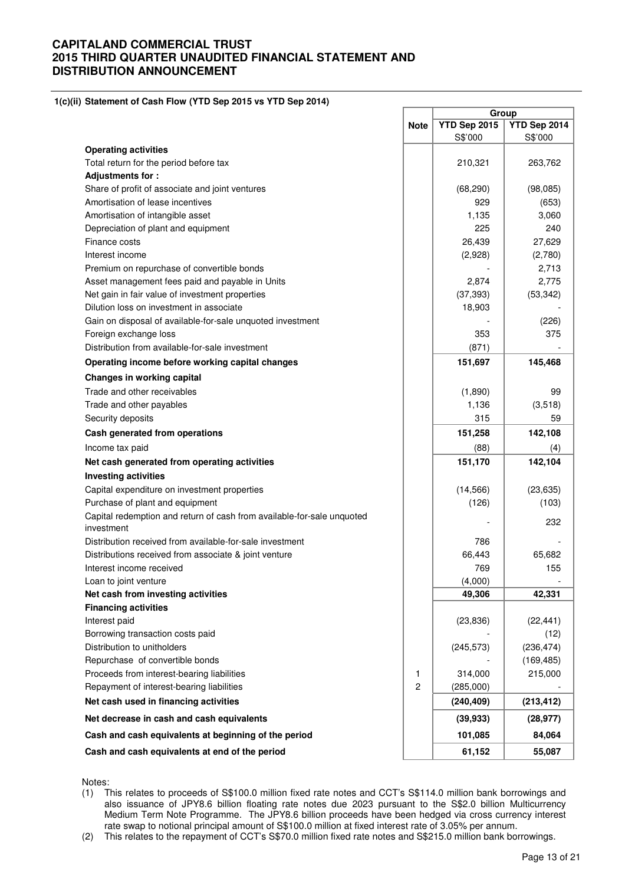**1(c)(ii) Statement of Cash Flow (YTD Sep 2015 vs YTD Sep 2014)**

| | Note | Group | |
|---|---|---|---|
| | | YTD Sep 2015 | YTD Sep 2014 |
| | | S$'000 | S$'000 |
| **Operating activities** | | | |
| Total return for the period before tax | | 210,321 | 263,762 |
| **Adjustments for :** | | | |
| Share of profit of associate and joint ventures | | (68,290) | (98,085) |
| Amortisation of lease incentives | | 929 | (653) |
| Amortisation of intangible asset | | 1,135 | 3,060 |
| Depreciation of plant and equipment | | 225 | 240 |
| Finance costs | | 26,439 | 27,629 |
| Interest income | | (2,928) | (2,780) |
| Premium on repurchase of convertible bonds | | - | 2,713 |
| Asset management fees paid and payable in Units | | 2,874 | 2,775 |
| Net gain in fair value of investment properties | | (37,393) | (53,342) |
| Dilution loss on investment in associate | | 18,903 | - |
| Gain on disposal of available-for-sale unquoted investment | | - | (226) |
| Foreign exchange loss | | 353 | 375 |
| Distribution from available-for-sale investment | | (871) | - |
| **Operating income before working capital changes** | | **151,697** | **145,468** |
| **Changes in working capital** | | | |
| Trade and other receivables | | (1,890) | 99 |
| Trade and other payables | | 1,136 | (3,518) |
| Security deposits | | 315 | 59 |
| **Cash generated from operations** | | **151,258** | **142,108** |
| Income tax paid | | (88) | (4) |
| **Net cash generated from operating activities** | | **151,170** | **142,104** |
| **Investing activities** | | | |
| Capital expenditure on investment properties | | (14,566) | (23,635) |
| Purchase of plant and equipment | | (126) | (103) |
| Capital redemption and return of cash from available-for-sale unquoted investment | | - | 232 |
| Distribution received from available-for-sale investment | | 786 | - |
| Distributions received from associate & joint venture | | 66,443 | 65,682 |
| Interest income received | | 769 | 155 |
| Loan to joint venture | | (4,000) | - |
| **Net cash from investing activities** | | **49,306** | **42,331** |
| **Financing activities** | | | |
| Interest paid | | (23,836) | (22,441) |
| Borrowing transaction costs paid | | - | (12) |
| Distribution to unitholders | | (245,573) | (236,474) |
| Repurchase of convertible bonds | | - | (169,485) |
| Proceeds from interest-bearing liabilities | 1 | 314,000 | 215,000 |
| Repayment of interest-bearing liabilities | 2 | (285,000) | - |
| **Net cash used in financing activities** | | **(240,409)** | **(213,412)** |
| **Net decrease in cash and cash equivalents** | | **(39,933)** | **(28,977)** |
| **Cash and cash equivalents at beginning of the period** | | **101,085** | **84,064** |
| **Cash and cash equivalents at end of the period** | | **61,152** | **55,087** |

Notes:

(1) This relates to proceeds of S$100.0 million fixed rate notes and CCT's S$114.0 million bank borrowings and also issuance of JPY8.6 billion floating rate notes due 2023 pursuant to the S$2.0 billion Multicurrency Medium Term Note Programme. The JPY8.6 billion proceeds have been hedged via cross currency interest rate swap to notional principal amount of S$100.0 million at fixed interest rate of 3.05% per annum.

(2) This relates to the repayment of CCT's S$70.0 million fixed rate notes and S$215.0 million bank borrowings.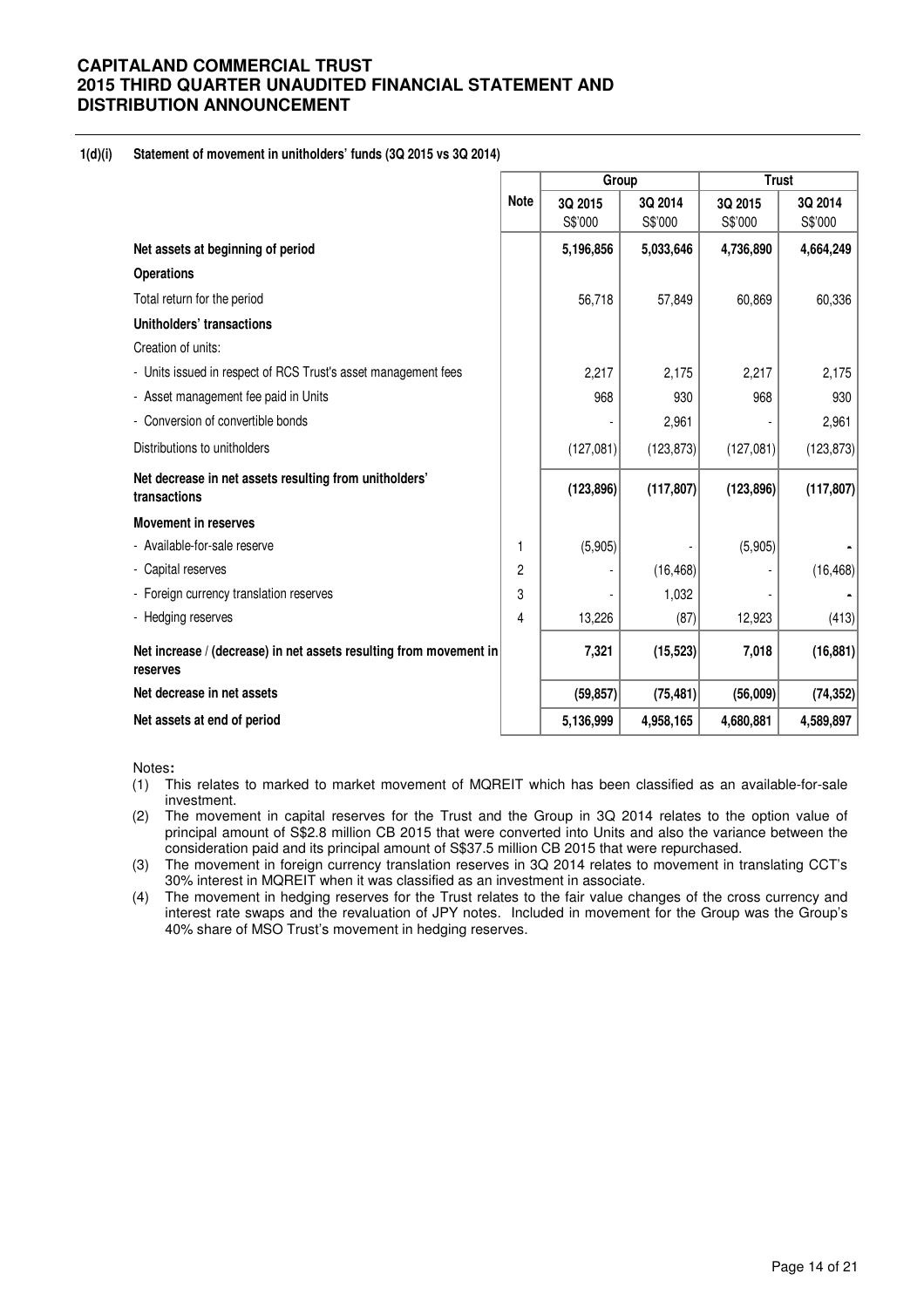# CAPITALAND COMMERCIAL TRUST
# 2015 THIRD QUARTER UNAUDITED FINANCIAL STATEMENT AND DISTRIBUTION ANNOUNCEMENT

### 1(d)(i) Statement of movement in unitholders' funds (3Q 2015 vs 3Q 2014)

| | Note | Group | | Trust | |
|---|---|---|---|---|---|
| | | 3Q 2015 S$'000 | 3Q 2014 S$'000 | 3Q 2015 S$'000 | 3Q 2014 S$'000 |
| **Net assets at beginning of period** | | **5,196,856** | **5,033,646** | **4,736,890** | **4,664,249** |
| **Operations** | | | | | |
| Total return for the period | | 56,718 | 57,849 | 60,869 | 60,336 |
| **Unitholders' transactions** | | | | | |
| Creation of units: | | | | | |
| - Units issued in respect of RCS Trust's asset management fees | | 2,217 | 2,175 | 2,217 | 2,175 |
| - Asset management fee paid in Units | | 968 | 930 | 968 | 930 |
| - Conversion of convertible bonds | | - | 2,961 | - | 2,961 |
| Distributions to unitholders | | (127,081) | (123,873) | (127,081) | (123,873) |
| **Net decrease in net assets resulting from unitholders' transactions** | | **(123,896)** | **(117,807)** | **(123,896)** | **(117,807)** |
| **Movement in reserves** | | | | | |
| - Available-for-sale reserve | 1 | (5,905) | - | (5,905) | - |
| - Capital reserves | 2 | - | (16,468) | - | (16,468) |
| - Foreign currency translation reserves | 3 | - | 1,032 | - | - |
| - Hedging reserves | 4 | 13,226 | (87) | 12,923 | (413) |
| **Net increase / (decrease) in net assets resulting from movement in reserves** | | **7,321** | **(15,523)** | **7,018** | **(16,881)** |
| **Net decrease in net assets** | | **(59,857)** | **(75,481)** | **(56,009)** | **(74,352)** |
| **Net assets at end of period** | | **5,136,999** | **4,958,165** | **4,680,881** | **4,589,897** |

Notes**:**

1. This relates to marked to market movement of MQREIT which has been classified as an available-for-sale investment.
2. The movement in capital reserves for the Trust and the Group in 3Q 2014 relates to the option value of principal amount of S$2.8 million CB 2015 that were converted into Units and also the variance between the consideration paid and its principal amount of S$37.5 million CB 2015 that were repurchased.
3. The movement in foreign currency translation reserves in 3Q 2014 relates to movement in translating CCT's 30% interest in MQREIT when it was classified as an investment in associate.
4. The movement in hedging reserves for the Trust relates to the fair value changes of the cross currency and interest rate swaps and the revaluation of JPY notes. Included in movement for the Group was the Group's 40% share of MSO Trust's movement in hedging reserves.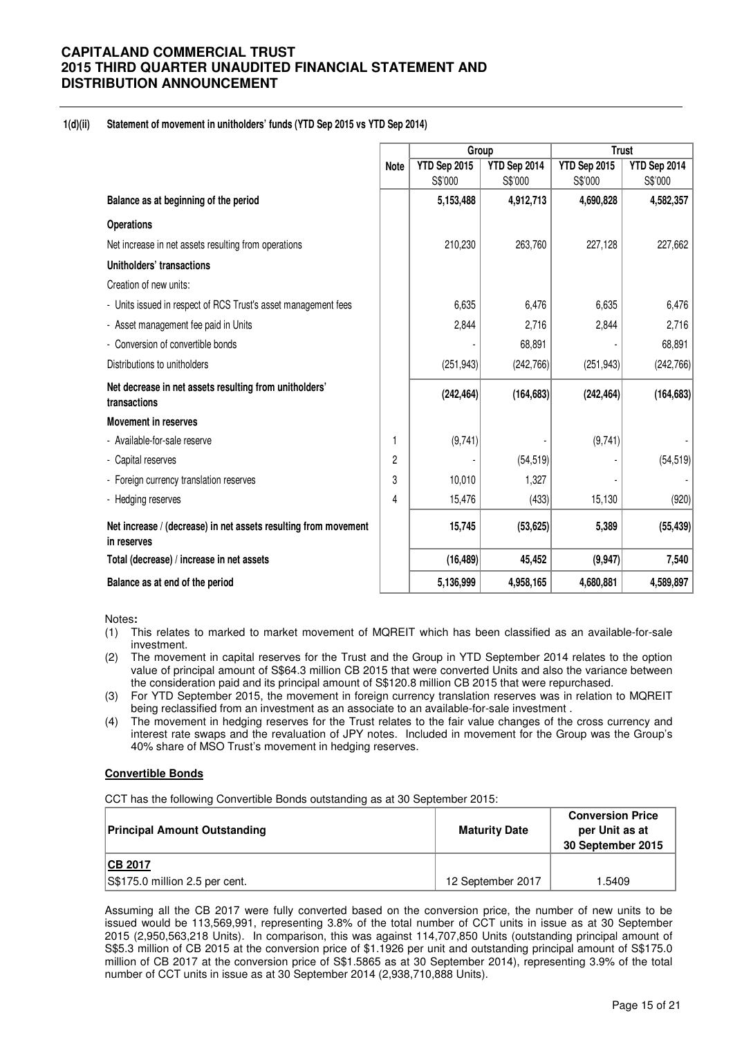#### 1(d)(ii) Statement of movement in unitholders' funds (YTD Sep 2015 vs YTD Sep 2014)

| | Note | Group | | Trust | |
|---|---|---|---|---|---|
| | | YTD Sep 2015 S$'000 | YTD Sep 2014 S$'000 | YTD Sep 2015 S$'000 | YTD Sep 2014 S$'000 |
| **Balance as at beginning of the period** | | **5,153,488** | **4,912,713** | **4,690,828** | **4,582,357** |
| **Operations** | | | | | |
| Net increase in net assets resulting from operations | | 210,230 | 263,760 | 227,128 | 227,662 |
| **Unitholders' transactions** | | | | | |
| Creation of new units: | | | | | |
| - Units issued in respect of RCS Trust's asset management fees | | 6,635 | 6,476 | 6,635 | 6,476 |
| - Asset management fee paid in Units | | 2,844 | 2,716 | 2,844 | 2,716 |
| - Conversion of convertible bonds | | - | 68,891 | - | 68,891 |
| Distributions to unitholders | | (251,943) | (242,766) | (251,943) | (242,766) |
| **Net decrease in net assets resulting from unitholders' transactions** | | **(242,464)** | **(164,683)** | **(242,464)** | **(164,683)** |
| **Movement in reserves** | | | | | |
| - Available-for-sale reserve | 1 | (9,741) | - | (9,741) | - |
| - Capital reserves | 2 | - | (54,519) | - | (54,519) |
| - Foreign currency translation reserves | 3 | 10,010 | 1,327 | - | - |
| - Hedging reserves | 4 | 15,476 | (433) | 15,130 | (920) |
| **Net increase / (decrease) in net assets resulting from movement in reserves** | | **15,745** | **(53,625)** | **5,389** | **(55,439)** |
| **Total (decrease) / increase in net assets** | | **(16,489)** | **45,452** | **(9,947)** | **7,540** |
| **Balance as at end of the period** | | **5,136,999** | **4,958,165** | **4,680,881** | **4,589,897** |

Notes**:**

(1) This relates to marked to market movement of MQREIT which has been classified as an available-for-sale investment.

(2) The movement in capital reserves for the Trust and the Group in YTD September 2014 relates to the option value of principal amount of S$64.3 million CB 2015 that were converted Units and also the variance between the consideration paid and its principal amount of S$120.8 million CB 2015 that were repurchased.

(3) For YTD September 2015, the movement in foreign currency translation reserves was in relation to MQREIT being reclassified from an investment as an associate to an available-for-sale investment .

(4) The movement in hedging reserves for the Trust relates to the fair value changes of the cross currency and interest rate swaps and the revaluation of JPY notes. Included in movement for the Group was the Group's 40% share of MSO Trust's movement in hedging reserves.

**Convertible Bonds**

CCT has the following Convertible Bonds outstanding as at 30 September 2015:

| Principal Amount Outstanding | Maturity Date | Conversion Price per Unit as at 30 September 2015 |
|---|---|---|
| **CB 2017** | | |
| S$175.0 million 2.5 per cent. | 12 September 2017 | 1.5409 |

Assuming all the CB 2017 were fully converted based on the conversion price, the number of new units to be issued would be 113,569,991, representing 3.8% of the total number of CCT units in issue as at 30 September 2015 (2,950,563,218 Units). In comparison, this was against 114,707,850 Units (outstanding principal amount of S$5.3 million of CB 2015 at the conversion price of $1.1926 per unit and outstanding principal amount of S$175.0 million of CB 2017 at the conversion price of S$1.5865 as at 30 September 2014), representing 3.9% of the total number of CCT units in issue as at 30 September 2014 (2,938,710,888 Units).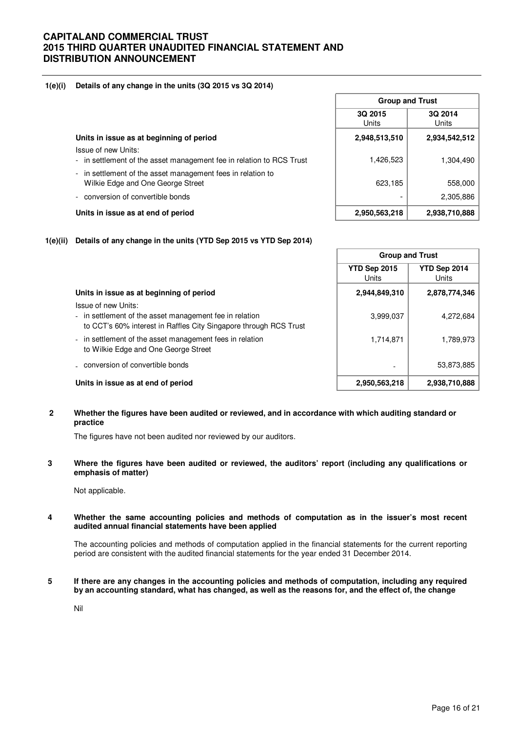**1(e)(i) Details of any change in the units (3Q 2015 vs 3Q 2014)**

| | Group and Trust | |
|---|---|---|
| | 3Q 2015 Units | 3Q 2014 Units |
| **Units in issue as at beginning of period** | **2,948,513,510** | **2,934,542,512** |
| Issue of new Units: | | |
| - in settlement of the asset management fee in relation to RCS Trust | 1,426,523 | 1,304,490 |
| - in settlement of the asset management fees in relation to Wilkie Edge and One George Street | 623,185 | 558,000 |
| - conversion of convertible bonds | - | 2,305,886 |
| **Units in issue as at end of period** | **2,950,563,218** | **2,938,710,888** |

**1(e)(ii) Details of any change in the units (YTD Sep 2015 vs YTD Sep 2014)**

| | Group and Trust | |
|---|---|---|
| | YTD Sep 2015 Units | YTD Sep 2014 Units |
| **Units in issue as at beginning of period** | **2,944,849,310** | **2,878,774,346** |
| Issue of new Units: | | |
| - in settlement of the asset management fee in relation to CCT's 60% interest in Raffles City Singapore through RCS Trust | 3,999,037 | 4,272,684 |
| - in settlement of the asset management fees in relation to Wilkie Edge and One George Street | 1,714,871 | 1,789,973 |
| - conversion of convertible bonds | - | 53,873,885 |
| **Units in issue as at end of period** | **2,950,563,218** | **2,938,710,888** |

**2 Whether the figures have been audited or reviewed, and in accordance with which auditing standard or practice**

The figures have not been audited nor reviewed by our auditors.

**3 Where the figures have been audited or reviewed, the auditors' report (including any qualifications or emphasis of matter)**

Not applicable.

**4 Whether the same accounting policies and methods of computation as in the issuer's most recent audited annual financial statements have been applied**

The accounting policies and methods of computation applied in the financial statements for the current reporting period are consistent with the audited financial statements for the year ended 31 December 2014.

**5 If there are any changes in the accounting policies and methods of computation, including any required by an accounting standard, what has changed, as well as the reasons for, and the effect of, the change**

Nil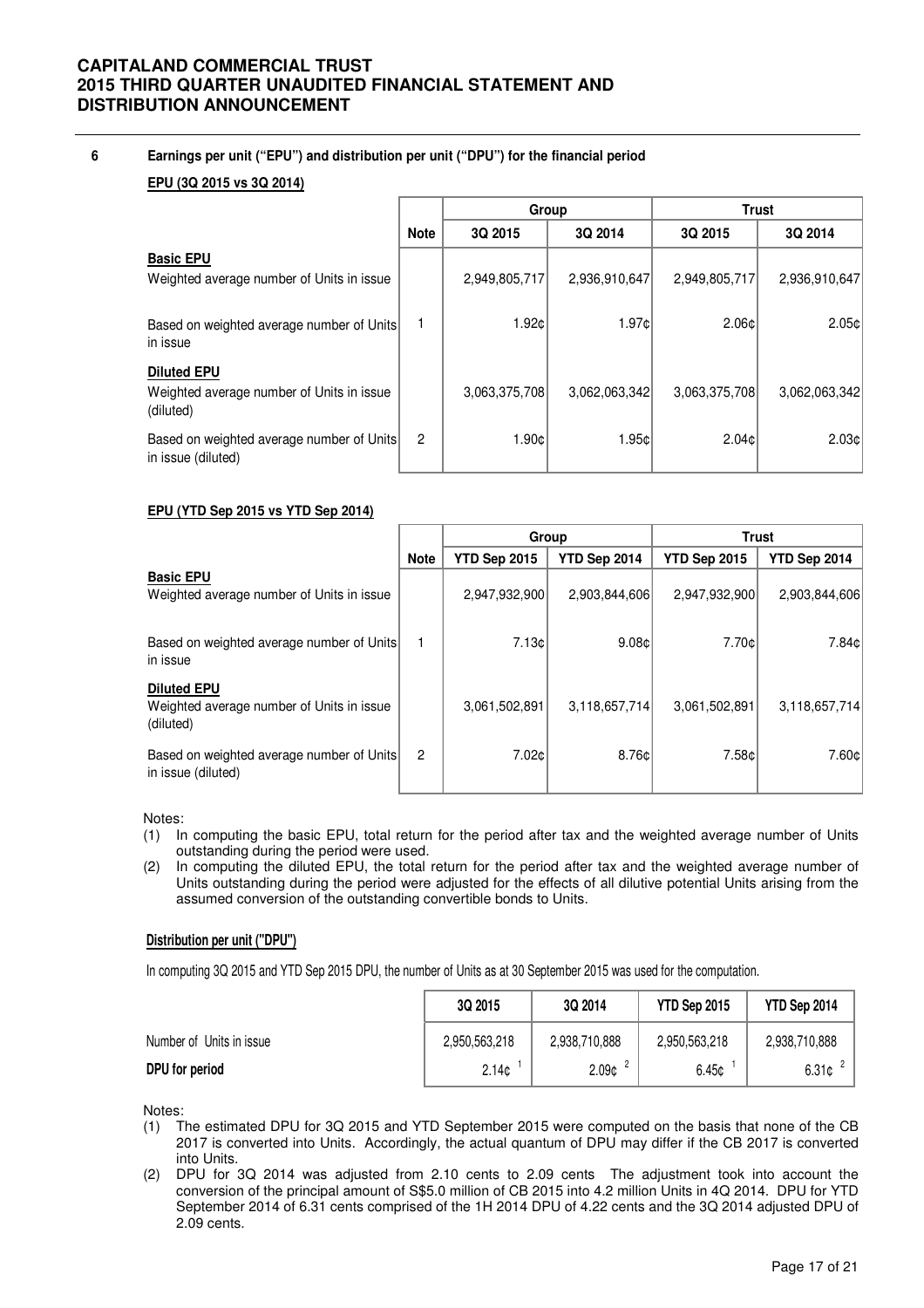## 6 Earnings per unit ("EPU") and distribution per unit ("DPU") for the financial period

### EPU (3Q 2015 vs 3Q 2014)

| | Note | Group | | Trust | |
|---|---|---|---|---|---|
| | | 3Q 2015 | 3Q 2014 | 3Q 2015 | 3Q 2014 |
| **Basic EPU** | | | | | |
| Weighted average number of Units in issue | | 2,949,805,717 | 2,936,910,647 | 2,949,805,717 | 2,936,910,647 |
| Based on weighted average number of Units in issue | 1 | 1.92¢ | 1.97¢ | 2.06¢ | 2.05¢ |
| **Diluted EPU** | | | | | |
| Weighted average number of Units in issue (diluted) | | 3,063,375,708 | 3,062,063,342 | 3,063,375,708 | 3,062,063,342 |
| Based on weighted average number of Units in issue (diluted) | 2 | 1.90¢ | 1.95¢ | 2.04¢ | 2.03¢ |

### EPU (YTD Sep 2015 vs YTD Sep 2014)

| | Note | Group | | Trust | |
|---|---|---|---|---|---|
| | | YTD Sep 2015 | YTD Sep 2014 | YTD Sep 2015 | YTD Sep 2014 |
| **Basic EPU** | | | | | |
| Weighted average number of Units in issue | | 2,947,932,900 | 2,903,844,606 | 2,947,932,900 | 2,903,844,606 |
| Based on weighted average number of Units in issue | 1 | 7.13¢ | 9.08¢ | 7.70¢ | 7.84¢ |
| **Diluted EPU** | | | | | |
| Weighted average number of Units in issue (diluted) | | 3,061,502,891 | 3,118,657,714 | 3,061,502,891 | 3,118,657,714 |
| Based on weighted average number of Units in issue (diluted) | 2 | 7.02¢ | 8.76¢ | 7.58¢ | 7.60¢ |

Notes:

(1) In computing the basic EPU, total return for the period after tax and the weighted average number of Units outstanding during the period were used.

(2) In computing the diluted EPU, the total return for the period after tax and the weighted average number of Units outstanding during the period were adjusted for the effects of all dilutive potential Units arising from the assumed conversion of the outstanding convertible bonds to Units.

### Distribution per unit ("DPU")

In computing 3Q 2015 and YTD Sep 2015 DPU, the number of Units as at 30 September 2015 was used for the computation.

| | 3Q 2015 | 3Q 2014 | YTD Sep 2015 | YTD Sep 2014 |
|---|---|---|---|---|
| Number of Units in issue | 2,950,563,218 | 2,938,710,888 | 2,950,563,218 | 2,938,710,888 |
| **DPU for period** | 2.14¢ [1] | 2.09¢ [2] | 6.45¢ [1] | 6.31¢ [2] |

Notes:

(1) The estimated DPU for 3Q 2015 and YTD September 2015 were computed on the basis that none of the CB 2017 is converted into Units. Accordingly, the actual quantum of DPU may differ if the CB 2017 is converted into Units.

(2) DPU for 3Q 2014 was adjusted from 2.10 cents to 2.09 cents The adjustment took into account the conversion of the principal amount of S$5.0 million of CB 2015 into 4.2 million Units in 4Q 2014. DPU for YTD September 2014 of 6.31 cents comprised of the 1H 2014 DPU of 4.22 cents and the 3Q 2014 adjusted DPU of 2.09 cents.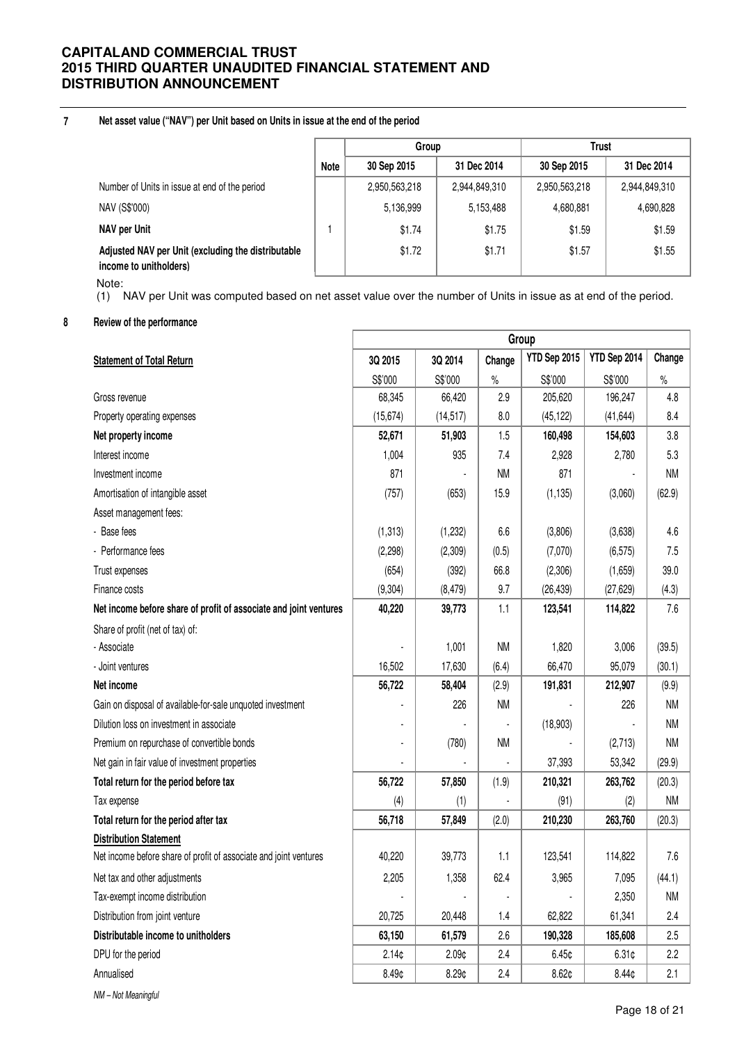## 7 Net asset value ("NAV") per Unit based on Units in issue at the end of the period

| | Note | Group | | Trust | |
|---|---|---|---|---|---|
| | | 30 Sep 2015 | 31 Dec 2014 | 30 Sep 2015 | 31 Dec 2014 |
| Number of Units in issue at end of the period | | 2,950,563,218 | 2,944,849,310 | 2,950,563,218 | 2,944,849,310 |
| NAV (S$'000) | | 5,136,999 | 5,153,488 | 4,680,881 | 4,690,828 |
| **NAV per Unit** | 1 | $1.74 | $1.75 | $1.59 | $1.59 |
| **Adjusted NAV per Unit (excluding the distributable income to unitholders)** | | $1.72 | $1.71 | $1.57 | $1.55 |

Note:
(1) NAV per Unit was computed based on net asset value over the number of Units in issue as at end of the period.

## 8 Review of the performance

| | Group | | | | | |
|---|---|---|---|---|---|---|
| **Statement of Total Return** | 3Q 2015 | 3Q 2014 | Change | YTD Sep 2015 | YTD Sep 2014 | Change |
| | S$'000 | S$'000 | % | S$'000 | S$'000 | % |
| Gross revenue | 68,345 | 66,420 | 2.9 | 205,620 | 196,247 | 4.8 |
| Property operating expenses | (15,674) | (14,517) | 8.0 | (45,122) | (41,644) | 8.4 |
| **Net property income** | **52,671** | **51,903** | 1.5 | **160,498** | **154,603** | 3.8 |
| Interest income | 1,004 | 935 | 7.4 | 2,928 | 2,780 | 5.3 |
| Investment income | 871 | - | NM | 871 | - | NM |
| Amortisation of intangible asset | (757) | (653) | 15.9 | (1,135) | (3,060) | (62.9) |
| Asset management fees: | | | | | | |
| - Base fees | (1,313) | (1,232) | 6.6 | (3,806) | (3,638) | 4.6 |
| - Performance fees | (2,298) | (2,309) | (0.5) | (7,070) | (6,575) | 7.5 |
| Trust expenses | (654) | (392) | 66.8 | (2,306) | (1,659) | 39.0 |
| Finance costs | (9,304) | (8,479) | 9.7 | (26,439) | (27,629) | (4.3) |
| **Net income before share of profit of associate and joint ventures** | **40,220** | **39,773** | 1.1 | **123,541** | **114,822** | 7.6 |
| Share of profit (net of tax) of: | | | | | | |
| - Associate | - | 1,001 | NM | 1,820 | 3,006 | (39.5) |
| - Joint ventures | 16,502 | 17,630 | (6.4) | 66,470 | 95,079 | (30.1) |
| **Net income** | **56,722** | **58,404** | (2.9) | **191,831** | **212,907** | (9.9) |
| Gain on disposal of available-for-sale unquoted investment | - | 226 | NM | - | 226 | NM |
| Dilution loss on investment in associate | - | - | - | (18,903) | - | NM |
| Premium on repurchase of convertible bonds | - | (780) | NM | - | (2,713) | NM |
| Net gain in fair value of investment properties | - | - | - | 37,393 | 53,342 | (29.9) |
| **Total return for the period before tax** | **56,722** | **57,850** | (1.9) | **210,321** | **263,762** | (20.3) |
| Tax expense | (4) | (1) | - | (91) | (2) | NM |
| **Total return for the period after tax** | **56,718** | **57,849** | (2.0) | **210,230** | **263,760** | (20.3) |
| **Distribution Statement** | | | | | | |
| Net income before share of profit of associate and joint ventures | 40,220 | 39,773 | 1.1 | 123,541 | 114,822 | 7.6 |
| Net tax and other adjustments | 2,205 | 1,358 | 62.4 | 3,965 | 7,095 | (44.1) |
| Tax-exempt income distribution | - | - | - | - | 2,350 | NM |
| Distribution from joint venture | 20,725 | 20,448 | 1.4 | 62,822 | 61,341 | 2.4 |
| **Distributable income to unitholders** | **63,150** | **61,579** | 2.6 | **190,328** | **185,608** | 2.5 |
| DPU for the period | 2.14¢ | 2.09¢ | 2.4 | 6.45¢ | 6.31¢ | 2.2 |
| Annualised | 8.49¢ | 8.29¢ | 2.4 | 8.62¢ | 8.44¢ | 2.1 |

*NM – Not Meaningful*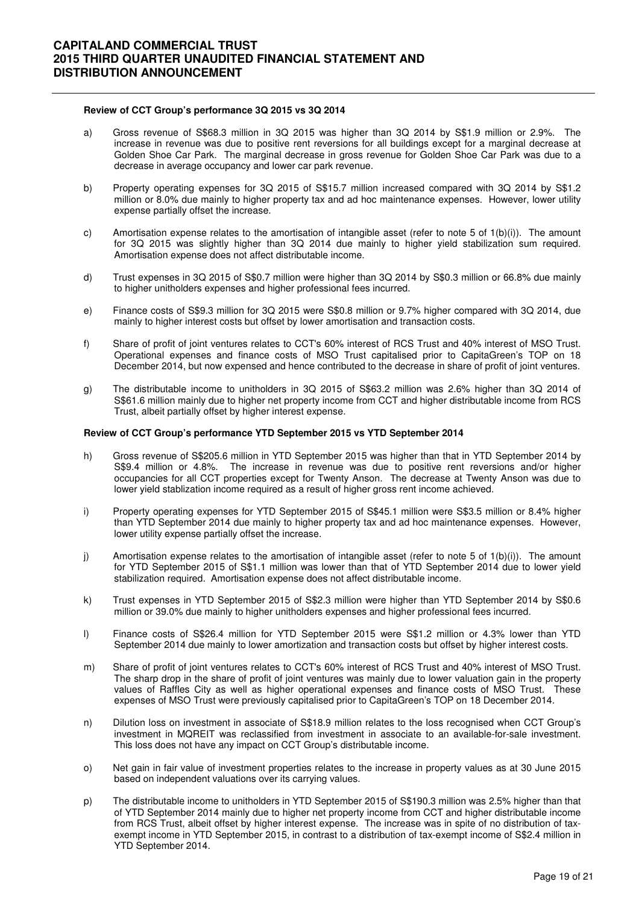**Review of CCT Group's performance 3Q 2015 vs 3Q 2014**

a) Gross revenue of S$68.3 million in 3Q 2015 was higher than 3Q 2014 by S$1.9 million or 2.9%. The increase in revenue was due to positive rent reversions for all buildings except for a marginal decrease at Golden Shoe Car Park. The marginal decrease in gross revenue for Golden Shoe Car Park was due to a decrease in average occupancy and lower car park revenue.

b) Property operating expenses for 3Q 2015 of S$15.7 million increased compared with 3Q 2014 by S$1.2 million or 8.0% due mainly to higher property tax and ad hoc maintenance expenses. However, lower utility expense partially offset the increase.

c) Amortisation expense relates to the amortisation of intangible asset (refer to note 5 of 1(b)(i)). The amount for 3Q 2015 was slightly higher than 3Q 2014 due mainly to higher yield stabilization sum required. Amortisation expense does not affect distributable income.

d) Trust expenses in 3Q 2015 of S$0.7 million were higher than 3Q 2014 by S$0.3 million or 66.8% due mainly to higher unitholders expenses and higher professional fees incurred.

e) Finance costs of S$9.3 million for 3Q 2015 were S$0.8 million or 9.7% higher compared with 3Q 2014, due mainly to higher interest costs but offset by lower amortisation and transaction costs.

f) Share of profit of joint ventures relates to CCT's 60% interest of RCS Trust and 40% interest of MSO Trust. Operational expenses and finance costs of MSO Trust capitalised prior to CapitaGreen's TOP on 18 December 2014, but now expensed and hence contributed to the decrease in share of profit of joint ventures.

g) The distributable income to unitholders in 3Q 2015 of S$63.2 million was 2.6% higher than 3Q 2014 of S$61.6 million mainly due to higher net property income from CCT and higher distributable income from RCS Trust, albeit partially offset by higher interest expense.

**Review of CCT Group's performance YTD September 2015 vs YTD September 2014**

h) Gross revenue of S$205.6 million in YTD September 2015 was higher than that in YTD September 2014 by S$9.4 million or 4.8%. The increase in revenue was due to positive rent reversions and/or higher occupancies for all CCT properties except for Twenty Anson. The decrease at Twenty Anson was due to lower yield stablization income required as a result of higher gross rent income achieved.

i) Property operating expenses for YTD September 2015 of S$45.1 million were S$3.5 million or 8.4% higher than YTD September 2014 due mainly to higher property tax and ad hoc maintenance expenses. However, lower utility expense partially offset the increase.

j) Amortisation expense relates to the amortisation of intangible asset (refer to note 5 of 1(b)(i)). The amount for YTD September 2015 of S$1.1 million was lower than that of YTD September 2014 due to lower yield stabilization required. Amortisation expense does not affect distributable income.

k) Trust expenses in YTD September 2015 of S$2.3 million were higher than YTD September 2014 by S$0.6 million or 39.0% due mainly to higher unitholders expenses and higher professional fees incurred.

l) Finance costs of S$26.4 million for YTD September 2015 were S$1.2 million or 4.3% lower than YTD September 2014 due mainly to lower amortization and transaction costs but offset by higher interest costs.

m) Share of profit of joint ventures relates to CCT's 60% interest of RCS Trust and 40% interest of MSO Trust. The sharp drop in the share of profit of joint ventures was mainly due to lower valuation gain in the property values of Raffles City as well as higher operational expenses and finance costs of MSO Trust. These expenses of MSO Trust were previously capitalised prior to CapitaGreen's TOP on 18 December 2014.

n) Dilution loss on investment in associate of S$18.9 million relates to the loss recognised when CCT Group's investment in MQREIT was reclassified from investment in associate to an available-for-sale investment. This loss does not have any impact on CCT Group's distributable income.

o) Net gain in fair value of investment properties relates to the increase in property values as at 30 June 2015 based on independent valuations over its carrying values.

p) The distributable income to unitholders in YTD September 2015 of S$190.3 million was 2.5% higher than that of YTD September 2014 mainly due to higher net property income from CCT and higher distributable income from RCS Trust, albeit offset by higher interest expense. The increase was in spite of no distribution of tax-exempt income in YTD September 2015, in contrast to a distribution of tax-exempt income of S$2.4 million in YTD September 2014.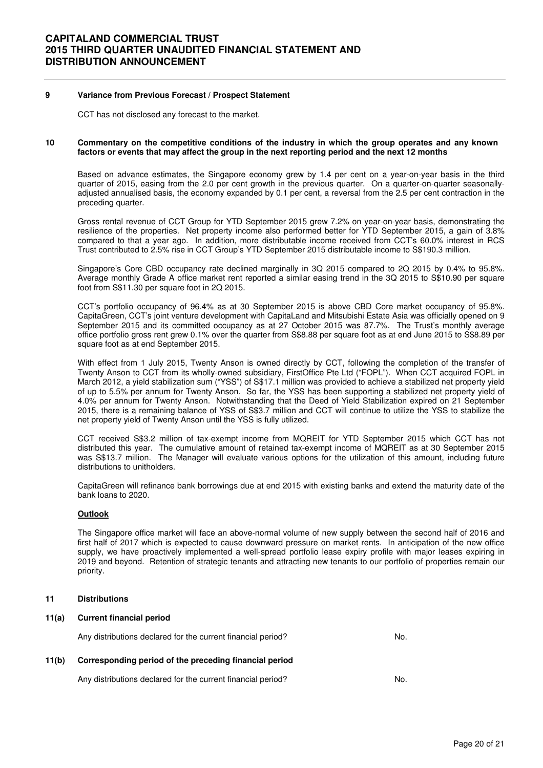## 9 Variance from Previous Forecast / Prospect Statement

CCT has not disclosed any forecast to the market.

## 10 Commentary on the competitive conditions of the industry in which the group operates and any known factors or events that may affect the group in the next reporting period and the next 12 months

Based on advance estimates, the Singapore economy grew by 1.4 per cent on a year-on-year basis in the third quarter of 2015, easing from the 2.0 per cent growth in the previous quarter. On a quarter-on-quarter seasonally-adjusted annualised basis, the economy expanded by 0.1 per cent, a reversal from the 2.5 per cent contraction in the preceding quarter.

Gross rental revenue of CCT Group for YTD September 2015 grew 7.2% on year-on-year basis, demonstrating the resilience of the properties. Net property income also performed better for YTD September 2015, a gain of 3.8% compared to that a year ago. In addition, more distributable income received from CCT's 60.0% interest in RCS Trust contributed to 2.5% rise in CCT Group's YTD September 2015 distributable income to S$190.3 million.

Singapore's Core CBD occupancy rate declined marginally in 3Q 2015 compared to 2Q 2015 by 0.4% to 95.8%. Average monthly Grade A office market rent reported a similar easing trend in the 3Q 2015 to S$10.90 per square foot from S$11.30 per square foot in 2Q 2015.

CCT's portfolio occupancy of 96.4% as at 30 September 2015 is above CBD Core market occupancy of 95.8%. CapitaGreen, CCT's joint venture development with CapitaLand and Mitsubishi Estate Asia was officially opened on 9 September 2015 and its committed occupancy as at 27 October 2015 was 87.7%. The Trust's monthly average office portfolio gross rent grew 0.1% over the quarter from S$8.88 per square foot as at end June 2015 to S$8.89 per square foot as at end September 2015.

With effect from 1 July 2015, Twenty Anson is owned directly by CCT, following the completion of the transfer of Twenty Anson to CCT from its wholly-owned subsidiary, FirstOffice Pte Ltd ("FOPL"). When CCT acquired FOPL in March 2012, a yield stabilization sum ("YSS") of S$17.1 million was provided to achieve a stabilized net property yield of up to 5.5% per annum for Twenty Anson. So far, the YSS has been supporting a stabilized net property yield of 4.0% per annum for Twenty Anson. Notwithstanding that the Deed of Yield Stabilization expired on 21 September 2015, there is a remaining balance of YSS of S$3.7 million and CCT will continue to utilize the YSS to stabilize the net property yield of Twenty Anson until the YSS is fully utilized.

CCT received S$3.2 million of tax-exempt income from MQREIT for YTD September 2015 which CCT has not distributed this year. The cumulative amount of retained tax-exempt income of MQREIT as at 30 September 2015 was S$13.7 million. The Manager will evaluate various options for the utilization of this amount, including future distributions to unitholders.

CapitaGreen will refinance bank borrowings due at end 2015 with existing banks and extend the maturity date of the bank loans to 2020.

### Outlook

The Singapore office market will face an above-normal volume of new supply between the second half of 2016 and first half of 2017 which is expected to cause downward pressure on market rents. In anticipation of the new office supply, we have proactively implemented a well-spread portfolio lease expiry profile with major leases expiring in 2019 and beyond. Retention of strategic tenants and attracting new tenants to our portfolio of properties remain our priority.

## 11 Distributions

### 11(a) Current financial period

Any distributions declared for the current financial period? No.

### 11(b) Corresponding period of the preceding financial period

Any distributions declared for the current financial period? No.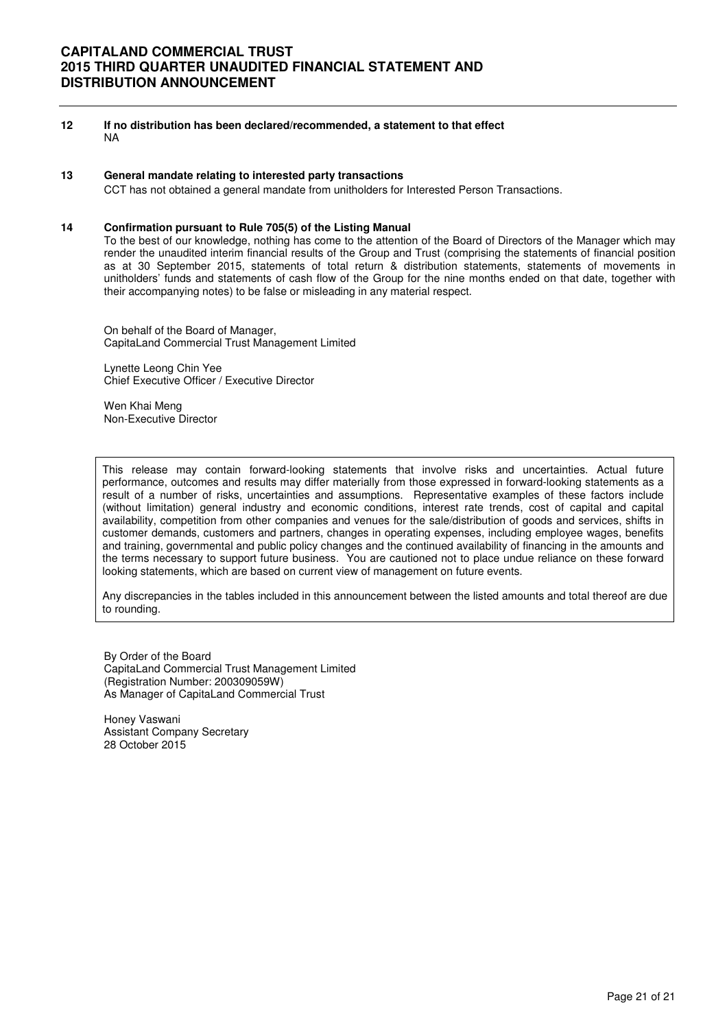**12 If no distribution has been declared/recommended, a statement to that effect**

NA

**13 General mandate relating to interested party transactions**

CCT has not obtained a general mandate from unitholders for Interested Person Transactions.

**14 Confirmation pursuant to Rule 705(5) of the Listing Manual**

To the best of our knowledge, nothing has come to the attention of the Board of Directors of the Manager which may render the unaudited interim financial results of the Group and Trust (comprising the statements of financial position as at 30 September 2015, statements of total return & distribution statements, statements of movements in unitholders' funds and statements of cash flow of the Group for the nine months ended on that date, together with their accompanying notes) to be false or misleading in any material respect.

On behalf of the Board of Manager,
CapitaLand Commercial Trust Management Limited

Lynette Leong Chin Yee
Chief Executive Officer / Executive Director

Wen Khai Meng
Non-Executive Director

This release may contain forward-looking statements that involve risks and uncertainties. Actual future performance, outcomes and results may differ materially from those expressed in forward-looking statements as a result of a number of risks, uncertainties and assumptions. Representative examples of these factors include (without limitation) general industry and economic conditions, interest rate trends, cost of capital and capital availability, competition from other companies and venues for the sale/distribution of goods and services, shifts in customer demands, customers and partners, changes in operating expenses, including employee wages, benefits and training, governmental and public policy changes and the continued availability of financing in the amounts and the terms necessary to support future business. You are cautioned not to place undue reliance on these forward looking statements, which are based on current view of management on future events.

Any discrepancies in the tables included in this announcement between the listed amounts and total thereof are due to rounding.

By Order of the Board
CapitaLand Commercial Trust Management Limited
(Registration Number: 200309059W)
As Manager of CapitaLand Commercial Trust

Honey Vaswani
Assistant Company Secretary
28 October 2015